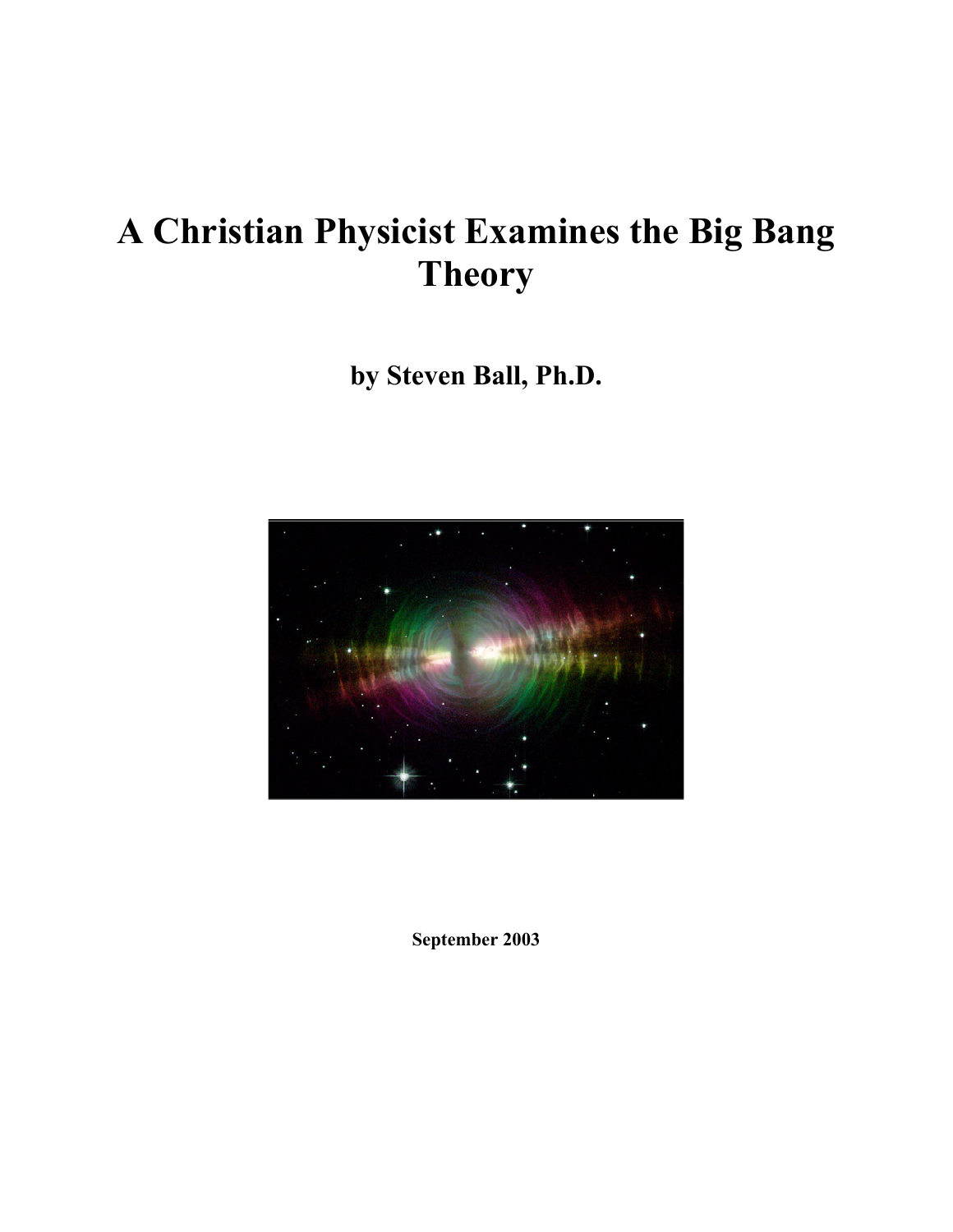# A Christian Physicist Examines the Big Bang Theory

**by Steven Ball, Ph.D.**

**September 2003**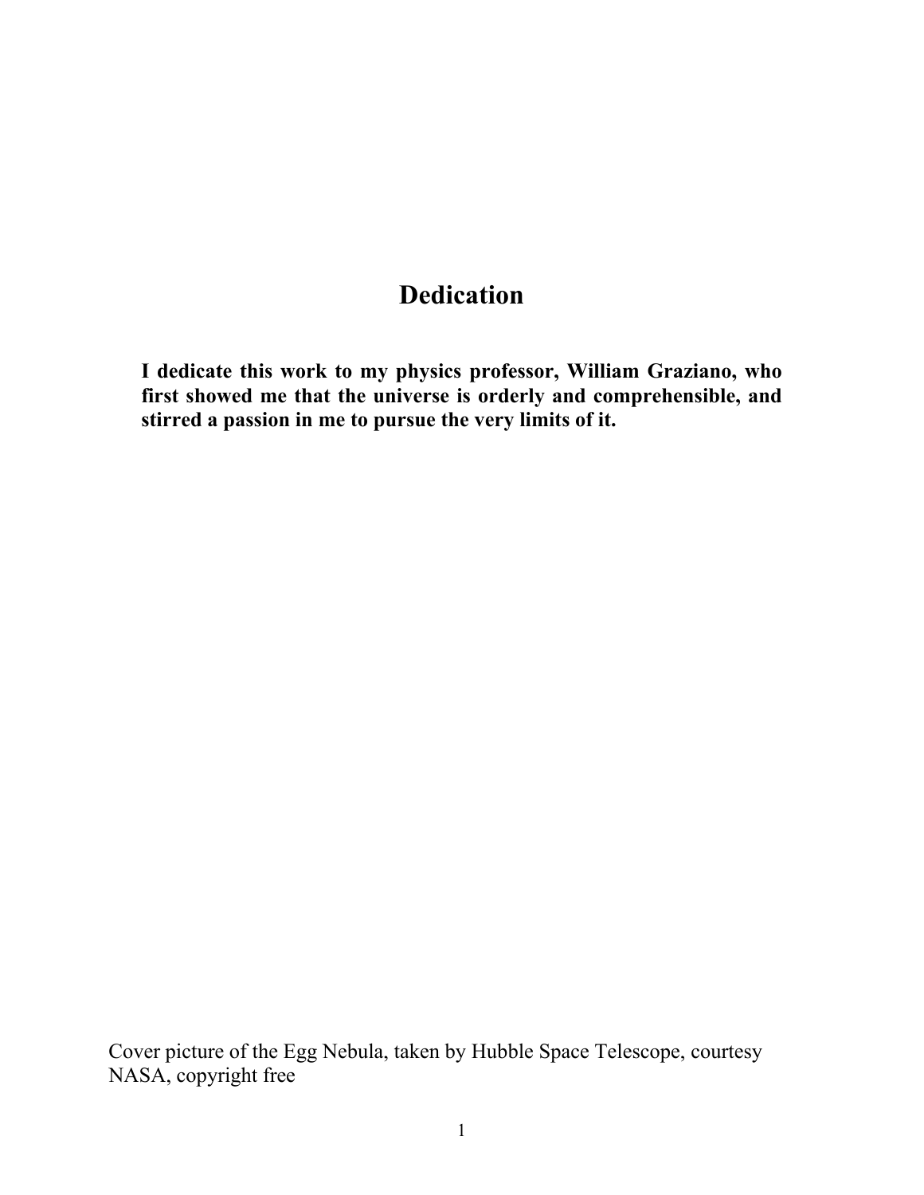# Dedication

**I dedicate this work to my physics professor, William Graziano, who first showed me that the universe is orderly and comprehensible, and stirred a passion in me to pursue the very limits of it.**

Cover picture of the Egg Nebula, taken by Hubble Space Telescope, courtesy NASA, copyright free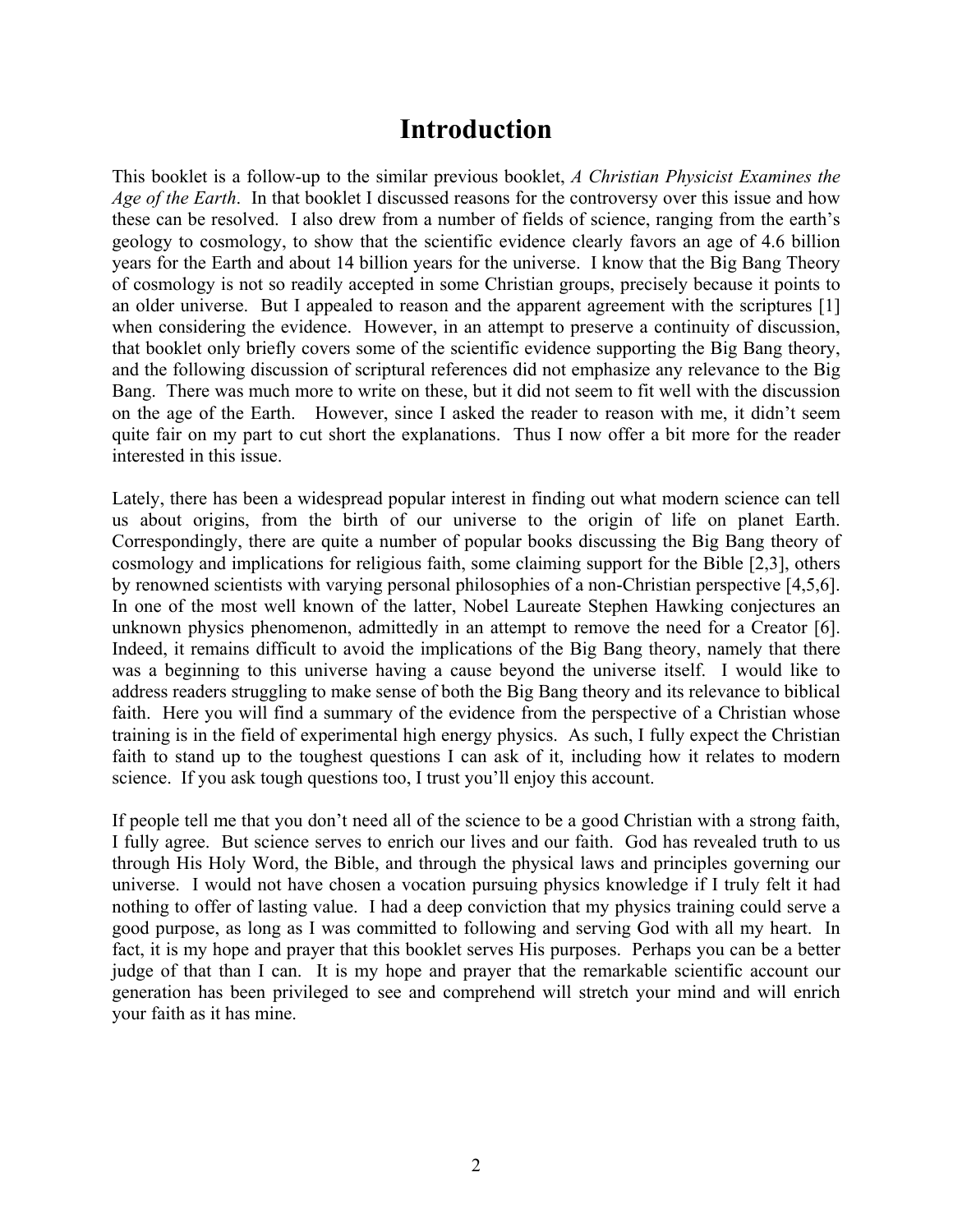# Introduction

This booklet is a follow-up to the similar previous booklet, *A Christian Physicist Examines the Age of the Earth*. In that booklet I discussed reasons for the controversy over this issue and how these can be resolved. I also drew from a number of fields of science, ranging from the earth's geology to cosmology, to show that the scientific evidence clearly favors an age of 4.6 billion years for the Earth and about 14 billion years for the universe. I know that the Big Bang Theory of cosmology is not so readily accepted in some Christian groups, precisely because it points to an older universe. But I appealed to reason and the apparent agreement with the scriptures [1] when considering the evidence. However, in an attempt to preserve a continuity of discussion, that booklet only briefly covers some of the scientific evidence supporting the Big Bang theory, and the following discussion of scriptural references did not emphasize any relevance to the Big Bang. There was much more to write on these, but it did not seem to fit well with the discussion on the age of the Earth. However, since I asked the reader to reason with me, it didn't seem quite fair on my part to cut short the explanations. Thus I now offer a bit more for the reader interested in this issue.

Lately, there has been a widespread popular interest in finding out what modern science can tell us about origins, from the birth of our universe to the origin of life on planet Earth. Correspondingly, there are quite a number of popular books discussing the Big Bang theory of cosmology and implications for religious faith, some claiming support for the Bible [2,3], others by renowned scientists with varying personal philosophies of a non-Christian perspective [4,5,6]. In one of the most well known of the latter, Nobel Laureate Stephen Hawking conjectures an unknown physics phenomenon, admittedly in an attempt to remove the need for a Creator [6]. Indeed, it remains difficult to avoid the implications of the Big Bang theory, namely that there was a beginning to this universe having a cause beyond the universe itself. I would like to address readers struggling to make sense of both the Big Bang theory and its relevance to biblical faith. Here you will find a summary of the evidence from the perspective of a Christian whose training is in the field of experimental high energy physics. As such, I fully expect the Christian faith to stand up to the toughest questions I can ask of it, including how it relates to modern science. If you ask tough questions too, I trust you'll enjoy this account.

If people tell me that you don't need all of the science to be a good Christian with a strong faith, I fully agree. But science serves to enrich our lives and our faith. God has revealed truth to us through His Holy Word, the Bible, and through the physical laws and principles governing our universe. I would not have chosen a vocation pursuing physics knowledge if I truly felt it had nothing to offer of lasting value. I had a deep conviction that my physics training could serve a good purpose, as long as I was committed to following and serving God with all my heart. In fact, it is my hope and prayer that this booklet serves His purposes. Perhaps you can be a better judge of that than I can. It is my hope and prayer that the remarkable scientific account our generation has been privileged to see and comprehend will stretch your mind and will enrich your faith as it has mine.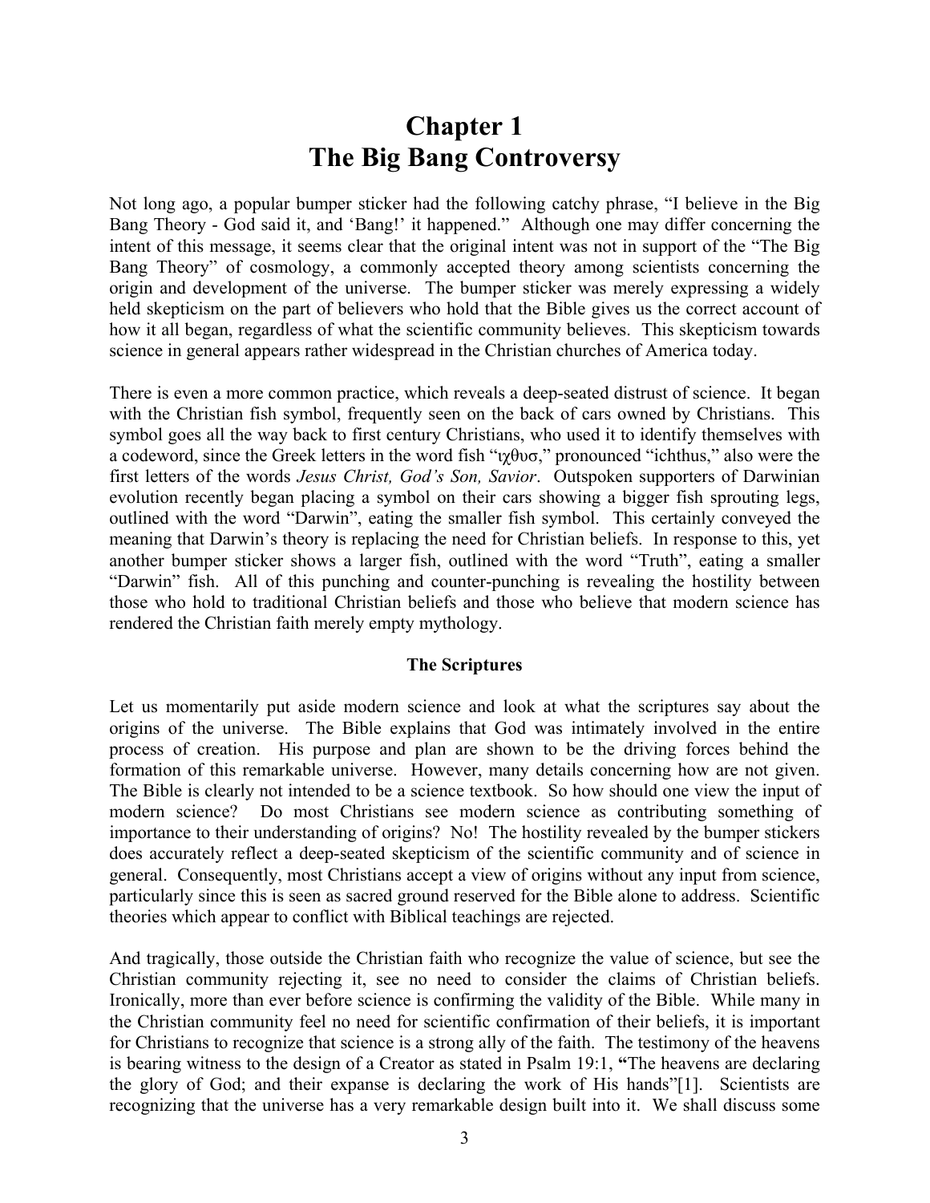# Chapter 1
# The Big Bang Controversy

Not long ago, a popular bumper sticker had the following catchy phrase, "I believe in the Big Bang Theory - God said it, and 'Bang!' it happened." Although one may differ concerning the intent of this message, it seems clear that the original intent was not in support of the "The Big Bang Theory" of cosmology, a commonly accepted theory among scientists concerning the origin and development of the universe. The bumper sticker was merely expressing a widely held skepticism on the part of believers who hold that the Bible gives us the correct account of how it all began, regardless of what the scientific community believes. This skepticism towards science in general appears rather widespread in the Christian churches of America today.

There is even a more common practice, which reveals a deep-seated distrust of science. It began with the Christian fish symbol, frequently seen on the back of cars owned by Christians. This symbol goes all the way back to first century Christians, who used it to identify themselves with a codeword, since the Greek letters in the word fish "ιχθυσ," pronounced "ichthus," also were the first letters of the words *Jesus Christ, God's Son, Savior*. Outspoken supporters of Darwinian evolution recently began placing a symbol on their cars showing a bigger fish sprouting legs, outlined with the word "Darwin", eating the smaller fish symbol. This certainly conveyed the meaning that Darwin's theory is replacing the need for Christian beliefs. In response to this, yet another bumper sticker shows a larger fish, outlined with the word "Truth", eating a smaller "Darwin" fish. All of this punching and counter-punching is revealing the hostility between those who hold to traditional Christian beliefs and those who believe that modern science has rendered the Christian faith merely empty mythology.

### The Scriptures

Let us momentarily put aside modern science and look at what the scriptures say about the origins of the universe. The Bible explains that God was intimately involved in the entire process of creation. His purpose and plan are shown to be the driving forces behind the formation of this remarkable universe. However, many details concerning how are not given. The Bible is clearly not intended to be a science textbook. So how should one view the input of modern science? Do most Christians see modern science as contributing something of importance to their understanding of origins? No! The hostility revealed by the bumper stickers does accurately reflect a deep-seated skepticism of the scientific community and of science in general. Consequently, most Christians accept a view of origins without any input from science, particularly since this is seen as sacred ground reserved for the Bible alone to address. Scientific theories which appear to conflict with Biblical teachings are rejected.

And tragically, those outside the Christian faith who recognize the value of science, but see the Christian community rejecting it, see no need to consider the claims of Christian beliefs. Ironically, more than ever before science is confirming the validity of the Bible. While many in the Christian community feel no need for scientific confirmation of their beliefs, it is important for Christians to recognize that science is a strong ally of the faith. The testimony of the heavens is bearing witness to the design of a Creator as stated in Psalm 19:1, **"**The heavens are declaring the glory of God; and their expanse is declaring the work of His hands"[1]. Scientists are recognizing that the universe has a very remarkable design built into it. We shall discuss some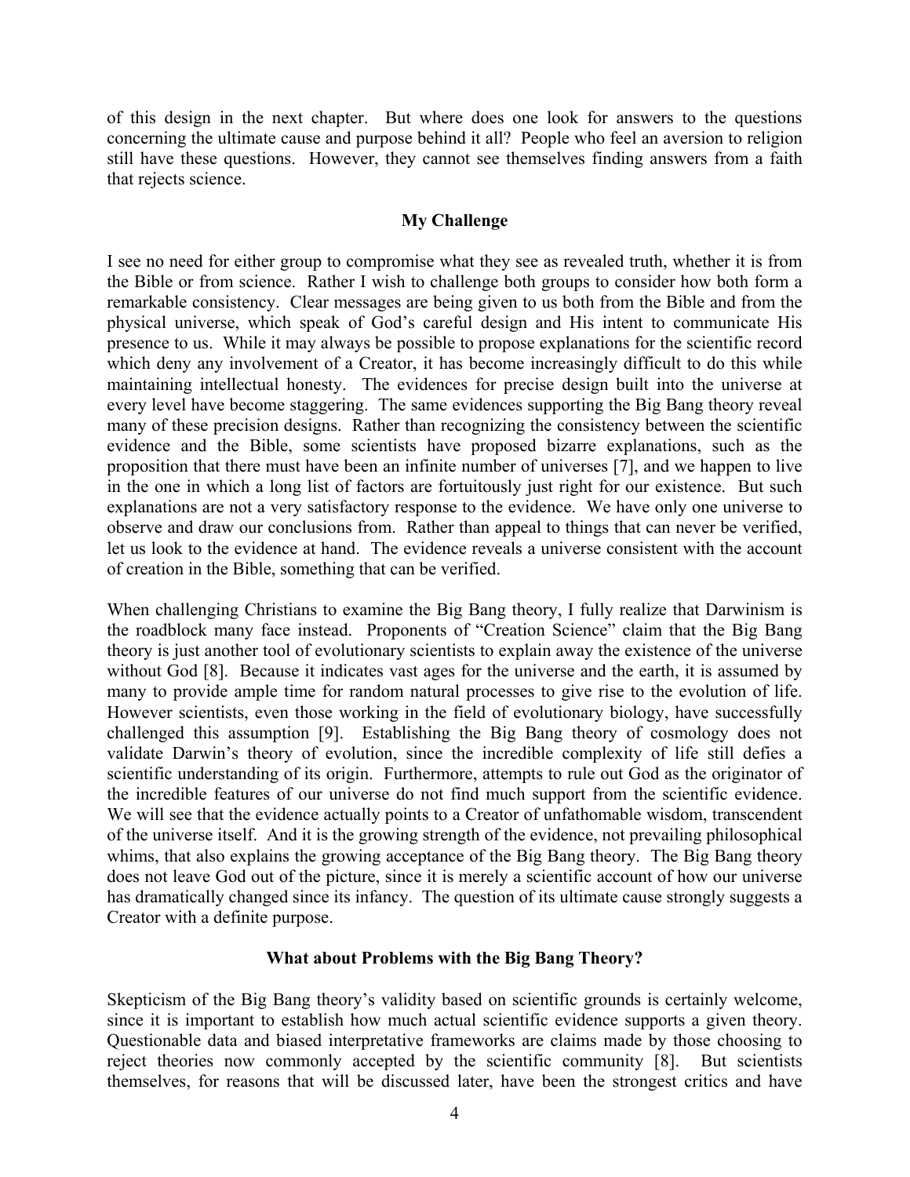of this design in the next chapter. But where does one look for answers to the questions concerning the ultimate cause and purpose behind it all? People who feel an aversion to religion still have these questions. However, they cannot see themselves finding answers from a faith that rejects science.

### My Challenge

I see no need for either group to compromise what they see as revealed truth, whether it is from the Bible or from science. Rather I wish to challenge both groups to consider how both form a remarkable consistency. Clear messages are being given to us both from the Bible and from the physical universe, which speak of God's careful design and His intent to communicate His presence to us. While it may always be possible to propose explanations for the scientific record which deny any involvement of a Creator, it has become increasingly difficult to do this while maintaining intellectual honesty. The evidences for precise design built into the universe at every level have become staggering. The same evidences supporting the Big Bang theory reveal many of these precision designs. Rather than recognizing the consistency between the scientific evidence and the Bible, some scientists have proposed bizarre explanations, such as the proposition that there must have been an infinite number of universes [7], and we happen to live in the one in which a long list of factors are fortuitously just right for our existence. But such explanations are not a very satisfactory response to the evidence. We have only one universe to observe and draw our conclusions from. Rather than appeal to things that can never be verified, let us look to the evidence at hand. The evidence reveals a universe consistent with the account of creation in the Bible, something that can be verified.

When challenging Christians to examine the Big Bang theory, I fully realize that Darwinism is the roadblock many face instead. Proponents of "Creation Science" claim that the Big Bang theory is just another tool of evolutionary scientists to explain away the existence of the universe without God [8]. Because it indicates vast ages for the universe and the earth, it is assumed by many to provide ample time for random natural processes to give rise to the evolution of life. However scientists, even those working in the field of evolutionary biology, have successfully challenged this assumption [9]. Establishing the Big Bang theory of cosmology does not validate Darwin's theory of evolution, since the incredible complexity of life still defies a scientific understanding of its origin. Furthermore, attempts to rule out God as the originator of the incredible features of our universe do not find much support from the scientific evidence. We will see that the evidence actually points to a Creator of unfathomable wisdom, transcendent of the universe itself. And it is the growing strength of the evidence, not prevailing philosophical whims, that also explains the growing acceptance of the Big Bang theory. The Big Bang theory does not leave God out of the picture, since it is merely a scientific account of how our universe has dramatically changed since its infancy. The question of its ultimate cause strongly suggests a Creator with a definite purpose.

### What about Problems with the Big Bang Theory?

Skepticism of the Big Bang theory's validity based on scientific grounds is certainly welcome, since it is important to establish how much actual scientific evidence supports a given theory. Questionable data and biased interpretative frameworks are claims made by those choosing to reject theories now commonly accepted by the scientific community [8]. But scientists themselves, for reasons that will be discussed later, have been the strongest critics and have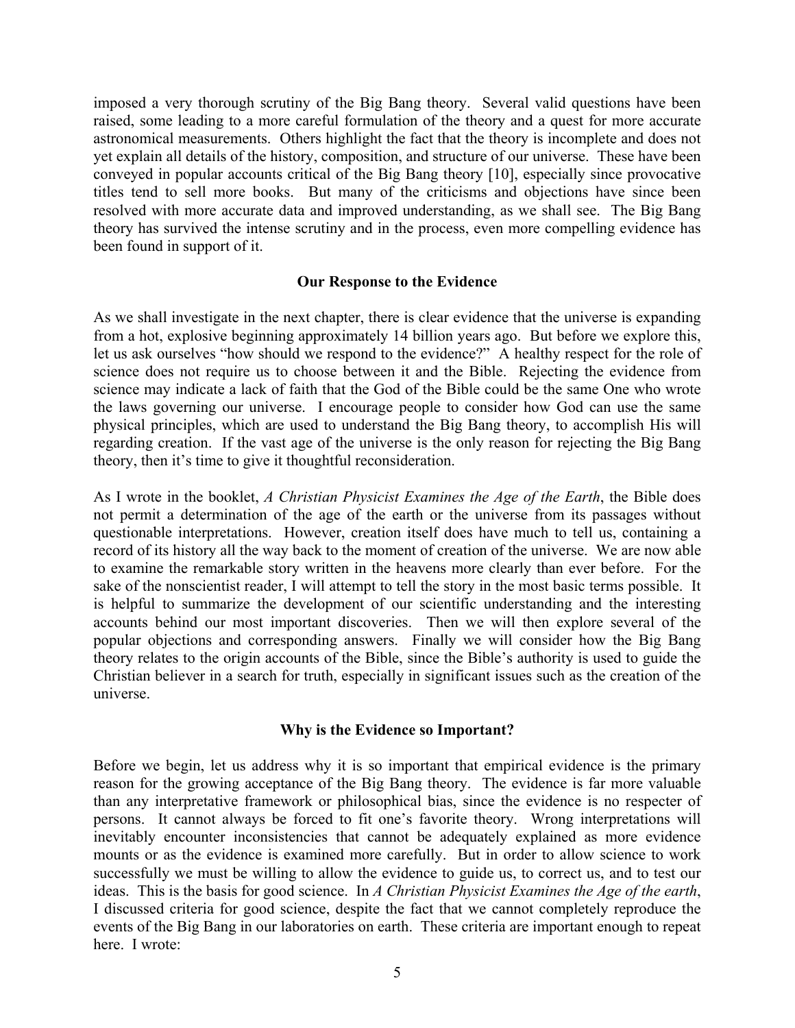imposed a very thorough scrutiny of the Big Bang theory. Several valid questions have been raised, some leading to a more careful formulation of the theory and a quest for more accurate astronomical measurements. Others highlight the fact that the theory is incomplete and does not yet explain all details of the history, composition, and structure of our universe. These have been conveyed in popular accounts critical of the Big Bang theory [10], especially since provocative titles tend to sell more books. But many of the criticisms and objections have since been resolved with more accurate data and improved understanding, as we shall see. The Big Bang theory has survived the intense scrutiny and in the process, even more compelling evidence has been found in support of it.

**Our Response to the Evidence**

As we shall investigate in the next chapter, there is clear evidence that the universe is expanding from a hot, explosive beginning approximately 14 billion years ago. But before we explore this, let us ask ourselves "how should we respond to the evidence?" A healthy respect for the role of science does not require us to choose between it and the Bible. Rejecting the evidence from science may indicate a lack of faith that the God of the Bible could be the same One who wrote the laws governing our universe. I encourage people to consider how God can use the same physical principles, which are used to understand the Big Bang theory, to accomplish His will regarding creation. If the vast age of the universe is the only reason for rejecting the Big Bang theory, then it's time to give it thoughtful reconsideration.

As I wrote in the booklet, *A Christian Physicist Examines the Age of the Earth*, the Bible does not permit a determination of the age of the earth or the universe from its passages without questionable interpretations. However, creation itself does have much to tell us, containing a record of its history all the way back to the moment of creation of the universe. We are now able to examine the remarkable story written in the heavens more clearly than ever before. For the sake of the nonscientist reader, I will attempt to tell the story in the most basic terms possible. It is helpful to summarize the development of our scientific understanding and the interesting accounts behind our most important discoveries. Then we will then explore several of the popular objections and corresponding answers. Finally we will consider how the Big Bang theory relates to the origin accounts of the Bible, since the Bible's authority is used to guide the Christian believer in a search for truth, especially in significant issues such as the creation of the universe.

**Why is the Evidence so Important?**

Before we begin, let us address why it is so important that empirical evidence is the primary reason for the growing acceptance of the Big Bang theory. The evidence is far more valuable than any interpretative framework or philosophical bias, since the evidence is no respecter of persons. It cannot always be forced to fit one's favorite theory. Wrong interpretations will inevitably encounter inconsistencies that cannot be adequately explained as more evidence mounts or as the evidence is examined more carefully. But in order to allow science to work successfully we must be willing to allow the evidence to guide us, to correct us, and to test our ideas. This is the basis for good science. In *A Christian Physicist Examines the Age of the earth*, I discussed criteria for good science, despite the fact that we cannot completely reproduce the events of the Big Bang in our laboratories on earth. These criteria are important enough to repeat here. I wrote: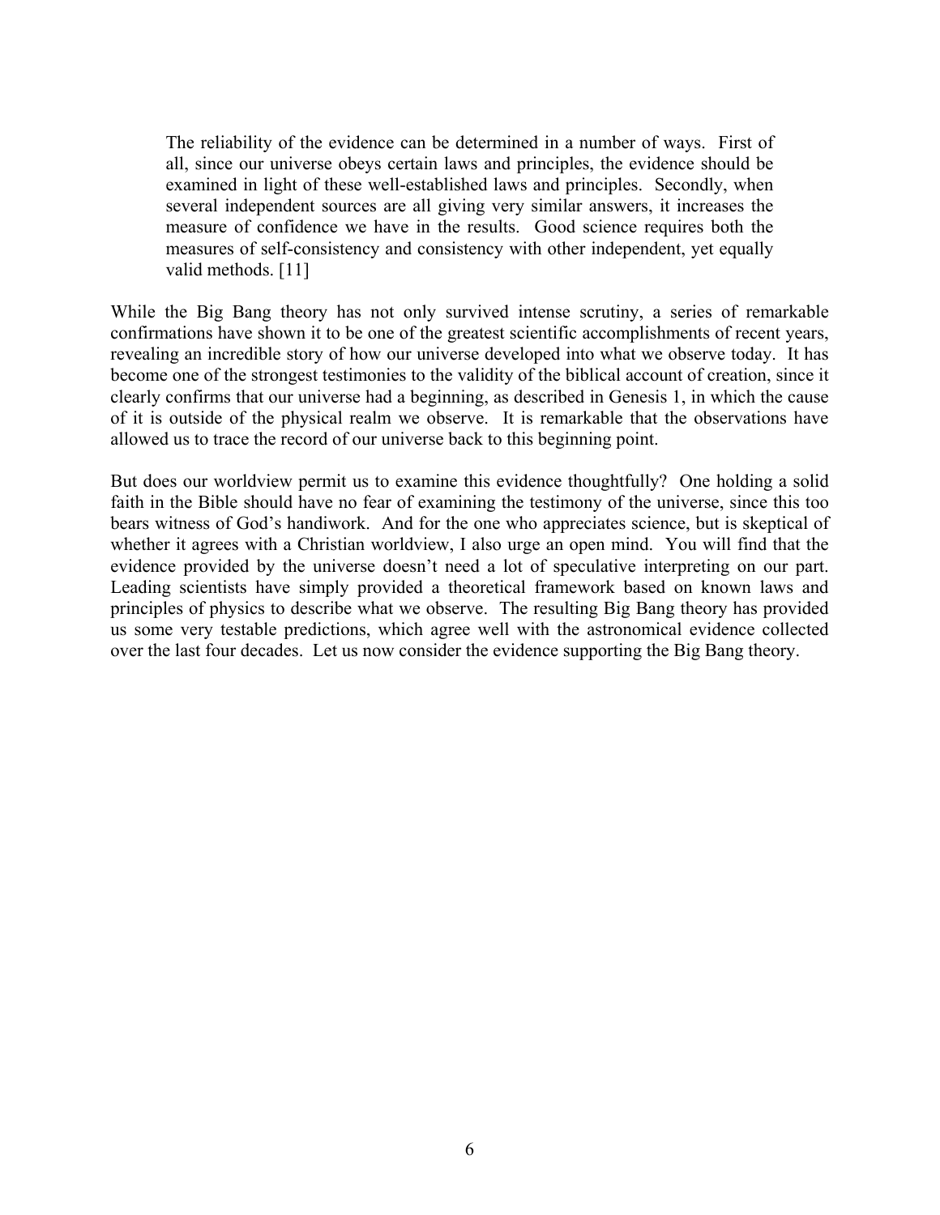> The reliability of the evidence can be determined in a number of ways. First of all, since our universe obeys certain laws and principles, the evidence should be examined in light of these well-established laws and principles. Secondly, when several independent sources are all giving very similar answers, it increases the measure of confidence we have in the results. Good science requires both the measures of self-consistency and consistency with other independent, yet equally valid methods. [11]

While the Big Bang theory has not only survived intense scrutiny, a series of remarkable confirmations have shown it to be one of the greatest scientific accomplishments of recent years, revealing an incredible story of how our universe developed into what we observe today. It has become one of the strongest testimonies to the validity of the biblical account of creation, since it clearly confirms that our universe had a beginning, as described in Genesis 1, in which the cause of it is outside of the physical realm we observe. It is remarkable that the observations have allowed us to trace the record of our universe back to this beginning point.

But does our worldview permit us to examine this evidence thoughtfully? One holding a solid faith in the Bible should have no fear of examining the testimony of the universe, since this too bears witness of God's handiwork. And for the one who appreciates science, but is skeptical of whether it agrees with a Christian worldview, I also urge an open mind. You will find that the evidence provided by the universe doesn't need a lot of speculative interpreting on our part. Leading scientists have simply provided a theoretical framework based on known laws and principles of physics to describe what we observe. The resulting Big Bang theory has provided us some very testable predictions, which agree well with the astronomical evidence collected over the last four decades. Let us now consider the evidence supporting the Big Bang theory.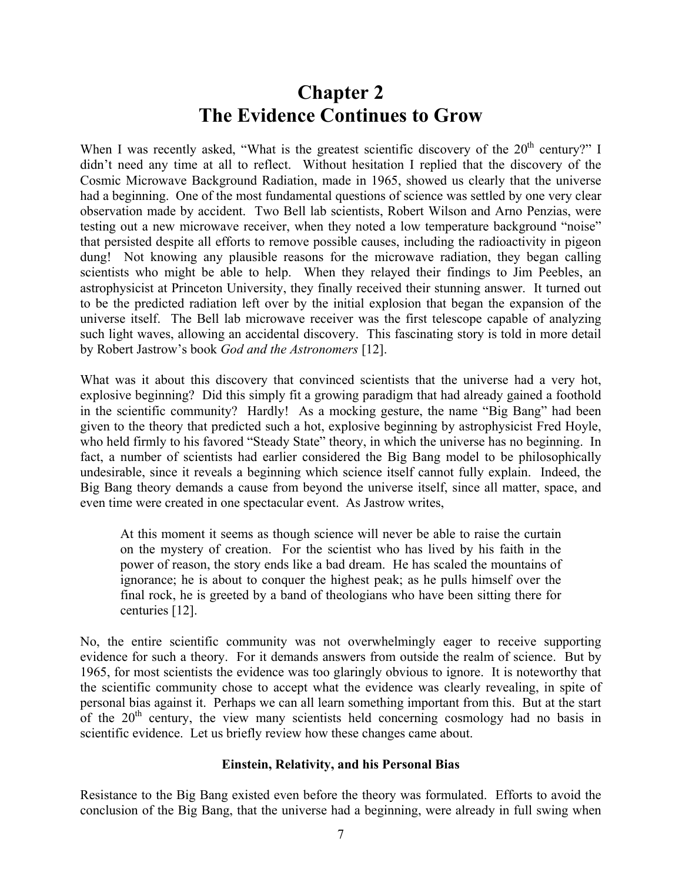# Chapter 2
# The Evidence Continues to Grow

When I was recently asked, "What is the greatest scientific discovery of the 20th century?" I didn't need any time at all to reflect. Without hesitation I replied that the discovery of the Cosmic Microwave Background Radiation, made in 1965, showed us clearly that the universe had a beginning. One of the most fundamental questions of science was settled by one very clear observation made by accident. Two Bell lab scientists, Robert Wilson and Arno Penzias, were testing out a new microwave receiver, when they noted a low temperature background "noise" that persisted despite all efforts to remove possible causes, including the radioactivity in pigeon dung! Not knowing any plausible reasons for the microwave radiation, they began calling scientists who might be able to help. When they relayed their findings to Jim Peebles, an astrophysicist at Princeton University, they finally received their stunning answer. It turned out to be the predicted radiation left over by the initial explosion that began the expansion of the universe itself. The Bell lab microwave receiver was the first telescope capable of analyzing such light waves, allowing an accidental discovery. This fascinating story is told in more detail by Robert Jastrow's book *God and the Astronomers* [12].

What was it about this discovery that convinced scientists that the universe had a very hot, explosive beginning? Did this simply fit a growing paradigm that had already gained a foothold in the scientific community? Hardly! As a mocking gesture, the name "Big Bang" had been given to the theory that predicted such a hot, explosive beginning by astrophysicist Fred Hoyle, who held firmly to his favored "Steady State" theory, in which the universe has no beginning. In fact, a number of scientists had earlier considered the Big Bang model to be philosophically undesirable, since it reveals a beginning which science itself cannot fully explain. Indeed, the Big Bang theory demands a cause from beyond the universe itself, since all matter, space, and even time were created in one spectacular event. As Jastrow writes,

> At this moment it seems as though science will never be able to raise the curtain on the mystery of creation. For the scientist who has lived by his faith in the power of reason, the story ends like a bad dream. He has scaled the mountains of ignorance; he is about to conquer the highest peak; as he pulls himself over the final rock, he is greeted by a band of theologians who have been sitting there for centuries [12].

No, the entire scientific community was not overwhelmingly eager to receive supporting evidence for such a theory. For it demands answers from outside the realm of science. But by 1965, for most scientists the evidence was too glaringly obvious to ignore. It is noteworthy that the scientific community chose to accept what the evidence was clearly revealing, in spite of personal bias against it. Perhaps we can all learn something important from this. But at the start of the 20th century, the view many scientists held concerning cosmology had no basis in scientific evidence. Let us briefly review how these changes came about.

### Einstein, Relativity, and his Personal Bias

Resistance to the Big Bang existed even before the theory was formulated. Efforts to avoid the conclusion of the Big Bang, that the universe had a beginning, were already in full swing when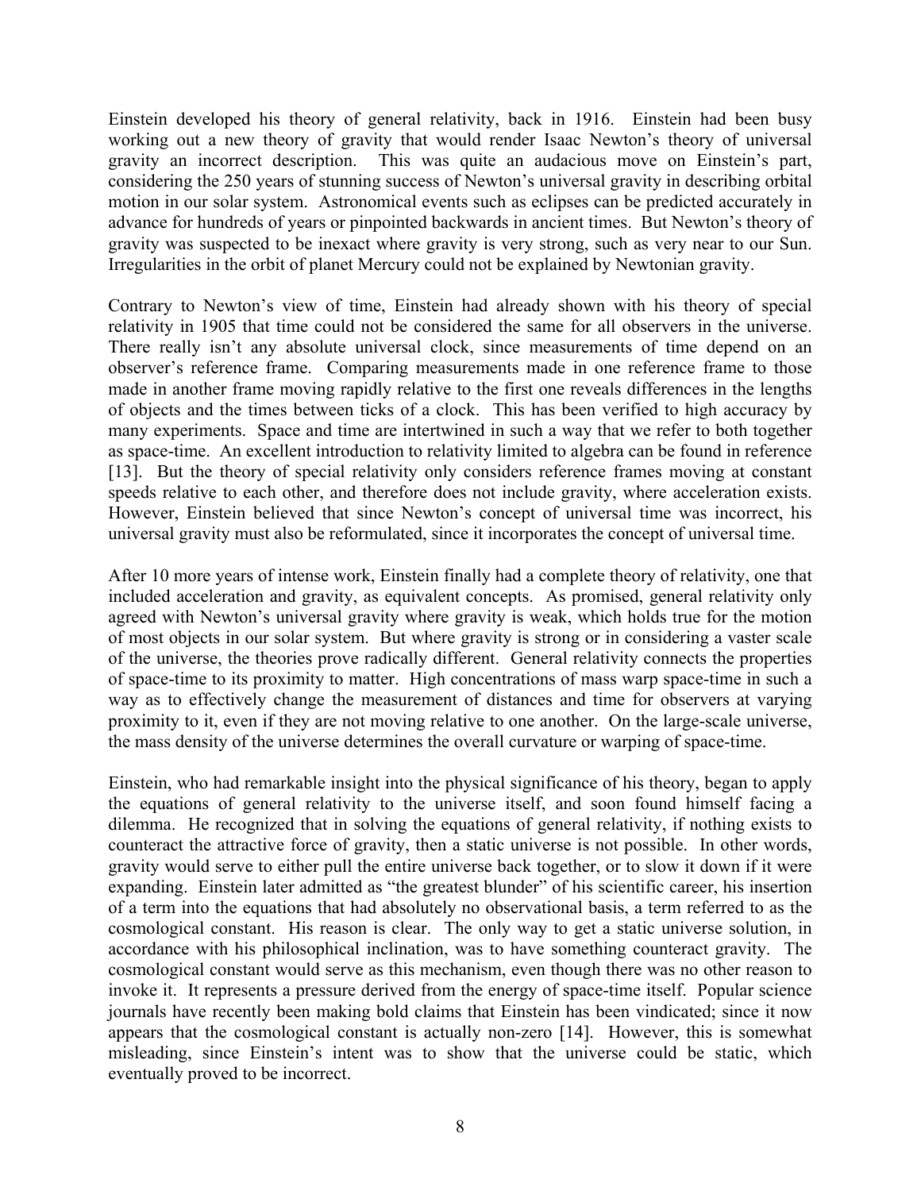Einstein developed his theory of general relativity, back in 1916. Einstein had been busy working out a new theory of gravity that would render Isaac Newton's theory of universal gravity an incorrect description. This was quite an audacious move on Einstein's part, considering the 250 years of stunning success of Newton's universal gravity in describing orbital motion in our solar system. Astronomical events such as eclipses can be predicted accurately in advance for hundreds of years or pinpointed backwards in ancient times. But Newton's theory of gravity was suspected to be inexact where gravity is very strong, such as very near to our Sun. Irregularities in the orbit of planet Mercury could not be explained by Newtonian gravity.

Contrary to Newton's view of time, Einstein had already shown with his theory of special relativity in 1905 that time could not be considered the same for all observers in the universe. There really isn't any absolute universal clock, since measurements of time depend on an observer's reference frame. Comparing measurements made in one reference frame to those made in another frame moving rapidly relative to the first one reveals differences in the lengths of objects and the times between ticks of a clock. This has been verified to high accuracy by many experiments. Space and time are intertwined in such a way that we refer to both together as space-time. An excellent introduction to relativity limited to algebra can be found in reference [13]. But the theory of special relativity only considers reference frames moving at constant speeds relative to each other, and therefore does not include gravity, where acceleration exists. However, Einstein believed that since Newton's concept of universal time was incorrect, his universal gravity must also be reformulated, since it incorporates the concept of universal time.

After 10 more years of intense work, Einstein finally had a complete theory of relativity, one that included acceleration and gravity, as equivalent concepts. As promised, general relativity only agreed with Newton's universal gravity where gravity is weak, which holds true for the motion of most objects in our solar system. But where gravity is strong or in considering a vaster scale of the universe, the theories prove radically different. General relativity connects the properties of space-time to its proximity to matter. High concentrations of mass warp space-time in such a way as to effectively change the measurement of distances and time for observers at varying proximity to it, even if they are not moving relative to one another. On the large-scale universe, the mass density of the universe determines the overall curvature or warping of space-time.

Einstein, who had remarkable insight into the physical significance of his theory, began to apply the equations of general relativity to the universe itself, and soon found himself facing a dilemma. He recognized that in solving the equations of general relativity, if nothing exists to counteract the attractive force of gravity, then a static universe is not possible. In other words, gravity would serve to either pull the entire universe back together, or to slow it down if it were expanding. Einstein later admitted as "the greatest blunder" of his scientific career, his insertion of a term into the equations that had absolutely no observational basis, a term referred to as the cosmological constant. His reason is clear. The only way to get a static universe solution, in accordance with his philosophical inclination, was to have something counteract gravity. The cosmological constant would serve as this mechanism, even though there was no other reason to invoke it. It represents a pressure derived from the energy of space-time itself. Popular science journals have recently been making bold claims that Einstein has been vindicated; since it now appears that the cosmological constant is actually non-zero [14]. However, this is somewhat misleading, since Einstein's intent was to show that the universe could be static, which eventually proved to be incorrect.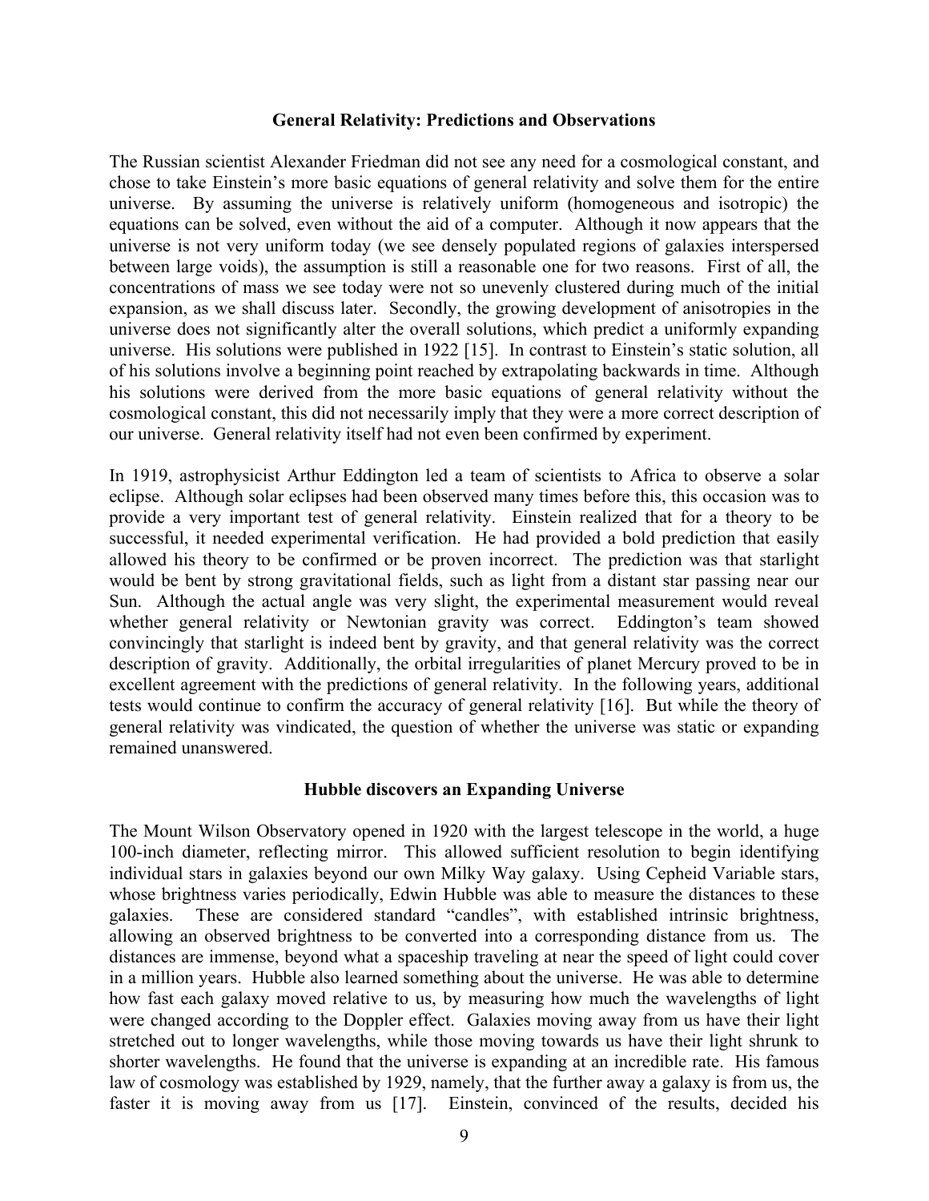### General Relativity: Predictions and Observations

The Russian scientist Alexander Friedman did not see any need for a cosmological constant, and chose to take Einstein's more basic equations of general relativity and solve them for the entire universe. By assuming the universe is relatively uniform (homogeneous and isotropic) the equations can be solved, even without the aid of a computer. Although it now appears that the universe is not very uniform today (we see densely populated regions of galaxies interspersed between large voids), the assumption is still a reasonable one for two reasons. First of all, the concentrations of mass we see today were not so unevenly clustered during much of the initial expansion, as we shall discuss later. Secondly, the growing development of anisotropies in the universe does not significantly alter the overall solutions, which predict a uniformly expanding universe. His solutions were published in 1922 [15]. In contrast to Einstein's static solution, all of his solutions involve a beginning point reached by extrapolating backwards in time. Although his solutions were derived from the more basic equations of general relativity without the cosmological constant, this did not necessarily imply that they were a more correct description of our universe. General relativity itself had not even been confirmed by experiment.

In 1919, astrophysicist Arthur Eddington led a team of scientists to Africa to observe a solar eclipse. Although solar eclipses had been observed many times before this, this occasion was to provide a very important test of general relativity. Einstein realized that for a theory to be successful, it needed experimental verification. He had provided a bold prediction that easily allowed his theory to be confirmed or be proven incorrect. The prediction was that starlight would be bent by strong gravitational fields, such as light from a distant star passing near our Sun. Although the actual angle was very slight, the experimental measurement would reveal whether general relativity or Newtonian gravity was correct. Eddington's team showed convincingly that starlight is indeed bent by gravity, and that general relativity was the correct description of gravity. Additionally, the orbital irregularities of planet Mercury proved to be in excellent agreement with the predictions of general relativity. In the following years, additional tests would continue to confirm the accuracy of general relativity [16]. But while the theory of general relativity was vindicated, the question of whether the universe was static or expanding remained unanswered.

### Hubble discovers an Expanding Universe

The Mount Wilson Observatory opened in 1920 with the largest telescope in the world, a huge 100-inch diameter, reflecting mirror. This allowed sufficient resolution to begin identifying individual stars in galaxies beyond our own Milky Way galaxy. Using Cepheid Variable stars, whose brightness varies periodically, Edwin Hubble was able to measure the distances to these galaxies. These are considered standard "candles", with established intrinsic brightness, allowing an observed brightness to be converted into a corresponding distance from us. The distances are immense, beyond what a spaceship traveling at near the speed of light could cover in a million years. Hubble also learned something about the universe. He was able to determine how fast each galaxy moved relative to us, by measuring how much the wavelengths of light were changed according to the Doppler effect. Galaxies moving away from us have their light stretched out to longer wavelengths, while those moving towards us have their light shrunk to shorter wavelengths. He found that the universe is expanding at an incredible rate. His famous law of cosmology was established by 1929, namely, that the further away a galaxy is from us, the faster it is moving away from us [17]. Einstein, convinced of the results, decided his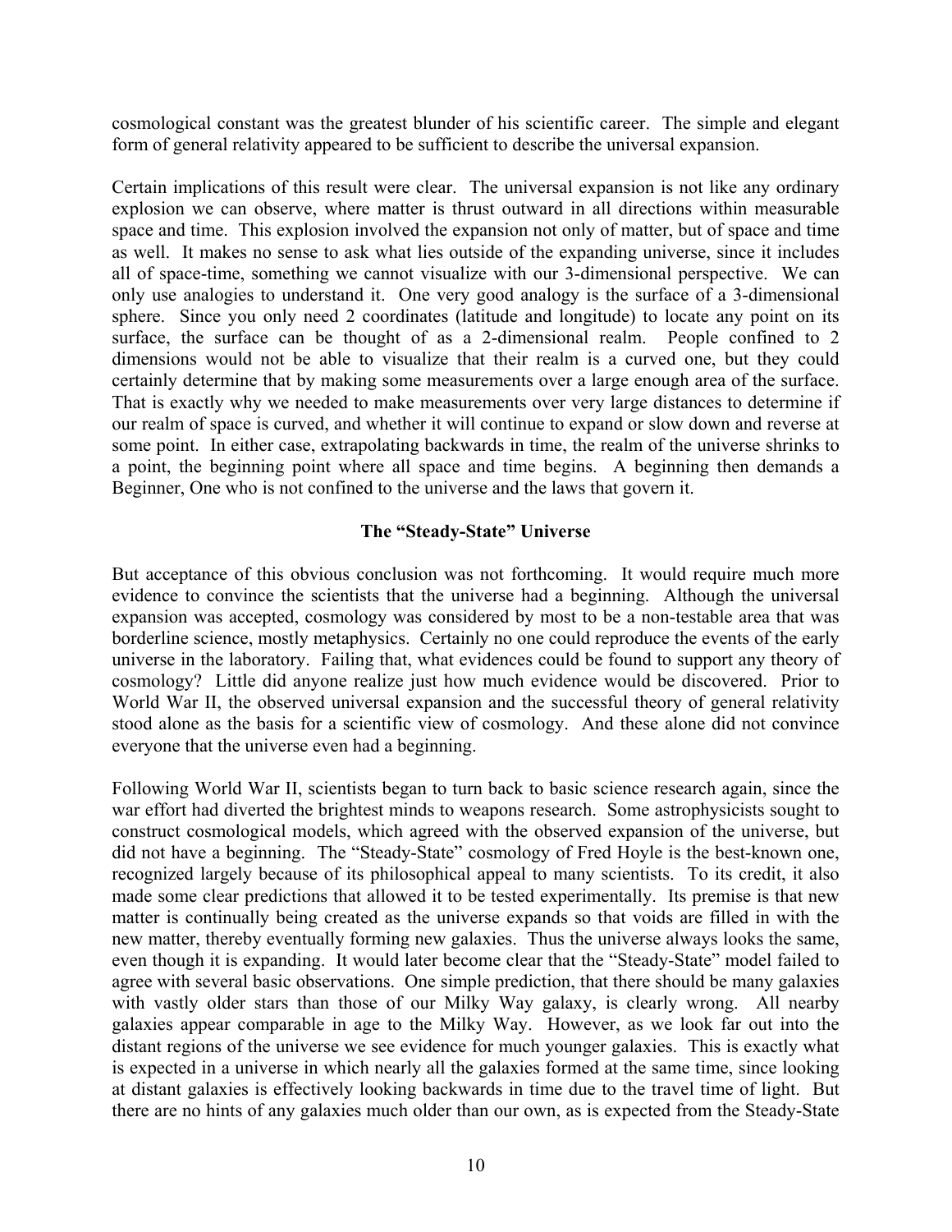cosmological constant was the greatest blunder of his scientific career. The simple and elegant form of general relativity appeared to be sufficient to describe the universal expansion.

Certain implications of this result were clear. The universal expansion is not like any ordinary explosion we can observe, where matter is thrust outward in all directions within measurable space and time. This explosion involved the expansion not only of matter, but of space and time as well. It makes no sense to ask what lies outside of the expanding universe, since it includes all of space-time, something we cannot visualize with our 3-dimensional perspective. We can only use analogies to understand it. One very good analogy is the surface of a 3-dimensional sphere. Since you only need 2 coordinates (latitude and longitude) to locate any point on its surface, the surface can be thought of as a 2-dimensional realm. People confined to 2 dimensions would not be able to visualize that their realm is a curved one, but they could certainly determine that by making some measurements over a large enough area of the surface. That is exactly why we needed to make measurements over very large distances to determine if our realm of space is curved, and whether it will continue to expand or slow down and reverse at some point. In either case, extrapolating backwards in time, the realm of the universe shrinks to a point, the beginning point where all space and time begins. A beginning then demands a Beginner, One who is not confined to the universe and the laws that govern it.

### The "Steady-State" Universe

But acceptance of this obvious conclusion was not forthcoming. It would require much more evidence to convince the scientists that the universe had a beginning. Although the universal expansion was accepted, cosmology was considered by most to be a non-testable area that was borderline science, mostly metaphysics. Certainly no one could reproduce the events of the early universe in the laboratory. Failing that, what evidences could be found to support any theory of cosmology? Little did anyone realize just how much evidence would be discovered. Prior to World War II, the observed universal expansion and the successful theory of general relativity stood alone as the basis for a scientific view of cosmology. And these alone did not convince everyone that the universe even had a beginning.

Following World War II, scientists began to turn back to basic science research again, since the war effort had diverted the brightest minds to weapons research. Some astrophysicists sought to construct cosmological models, which agreed with the observed expansion of the universe, but did not have a beginning. The "Steady-State" cosmology of Fred Hoyle is the best-known one, recognized largely because of its philosophical appeal to many scientists. To its credit, it also made some clear predictions that allowed it to be tested experimentally. Its premise is that new matter is continually being created as the universe expands so that voids are filled in with the new matter, thereby eventually forming new galaxies. Thus the universe always looks the same, even though it is expanding. It would later become clear that the "Steady-State" model failed to agree with several basic observations. One simple prediction, that there should be many galaxies with vastly older stars than those of our Milky Way galaxy, is clearly wrong. All nearby galaxies appear comparable in age to the Milky Way. However, as we look far out into the distant regions of the universe we see evidence for much younger galaxies. This is exactly what is expected in a universe in which nearly all the galaxies formed at the same time, since looking at distant galaxies is effectively looking backwards in time due to the travel time of light. But there are no hints of any galaxies much older than our own, as is expected from the Steady-State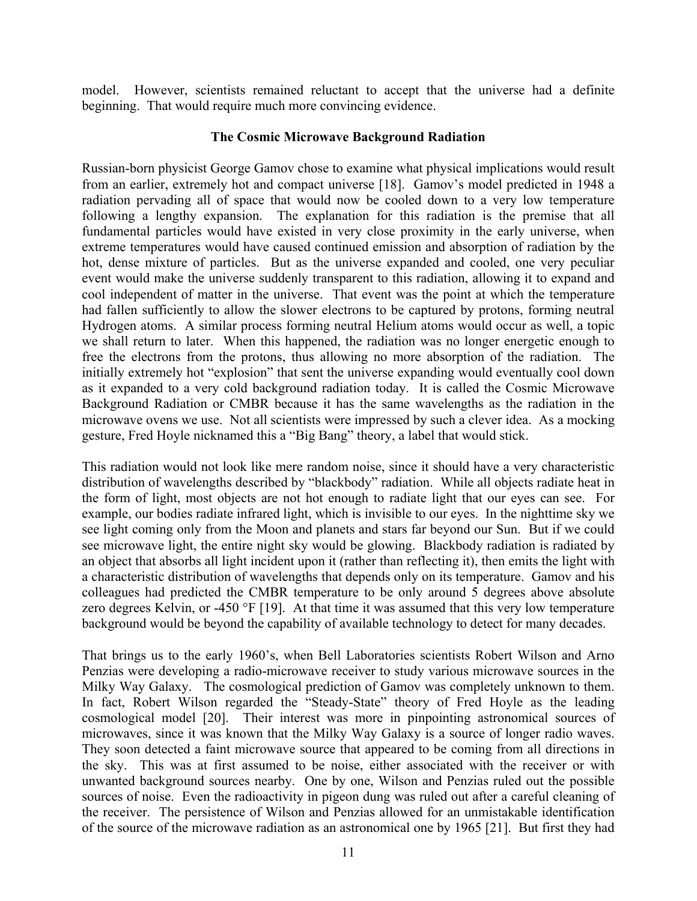model. However, scientists remained reluctant to accept that the universe had a definite beginning. That would require much more convincing evidence.

### The Cosmic Microwave Background Radiation

Russian-born physicist George Gamov chose to examine what physical implications would result from an earlier, extremely hot and compact universe [18]. Gamov's model predicted in 1948 a radiation pervading all of space that would now be cooled down to a very low temperature following a lengthy expansion. The explanation for this radiation is the premise that all fundamental particles would have existed in very close proximity in the early universe, when extreme temperatures would have caused continued emission and absorption of radiation by the hot, dense mixture of particles. But as the universe expanded and cooled, one very peculiar event would make the universe suddenly transparent to this radiation, allowing it to expand and cool independent of matter in the universe. That event was the point at which the temperature had fallen sufficiently to allow the slower electrons to be captured by protons, forming neutral Hydrogen atoms. A similar process forming neutral Helium atoms would occur as well, a topic we shall return to later. When this happened, the radiation was no longer energetic enough to free the electrons from the protons, thus allowing no more absorption of the radiation. The initially extremely hot "explosion" that sent the universe expanding would eventually cool down as it expanded to a very cold background radiation today. It is called the Cosmic Microwave Background Radiation or CMBR because it has the same wavelengths as the radiation in the microwave ovens we use. Not all scientists were impressed by such a clever idea. As a mocking gesture, Fred Hoyle nicknamed this a "Big Bang" theory, a label that would stick.

This radiation would not look like mere random noise, since it should have a very characteristic distribution of wavelengths described by "blackbody" radiation. While all objects radiate heat in the form of light, most objects are not hot enough to radiate light that our eyes can see. For example, our bodies radiate infrared light, which is invisible to our eyes. In the nighttime sky we see light coming only from the Moon and planets and stars far beyond our Sun. But if we could see microwave light, the entire night sky would be glowing. Blackbody radiation is radiated by an object that absorbs all light incident upon it (rather than reflecting it), then emits the light with a characteristic distribution of wavelengths that depends only on its temperature. Gamov and his colleagues had predicted the CMBR temperature to be only around 5 degrees above absolute zero degrees Kelvin, or -450 °F [19]. At that time it was assumed that this very low temperature background would be beyond the capability of available technology to detect for many decades.

That brings us to the early 1960's, when Bell Laboratories scientists Robert Wilson and Arno Penzias were developing a radio-microwave receiver to study various microwave sources in the Milky Way Galaxy. The cosmological prediction of Gamov was completely unknown to them. In fact, Robert Wilson regarded the "Steady-State" theory of Fred Hoyle as the leading cosmological model [20]. Their interest was more in pinpointing astronomical sources of microwaves, since it was known that the Milky Way Galaxy is a source of longer radio waves. They soon detected a faint microwave source that appeared to be coming from all directions in the sky. This was at first assumed to be noise, either associated with the receiver or with unwanted background sources nearby. One by one, Wilson and Penzias ruled out the possible sources of noise. Even the radioactivity in pigeon dung was ruled out after a careful cleaning of the receiver. The persistence of Wilson and Penzias allowed for an unmistakable identification of the source of the microwave radiation as an astronomical one by 1965 [21]. But first they had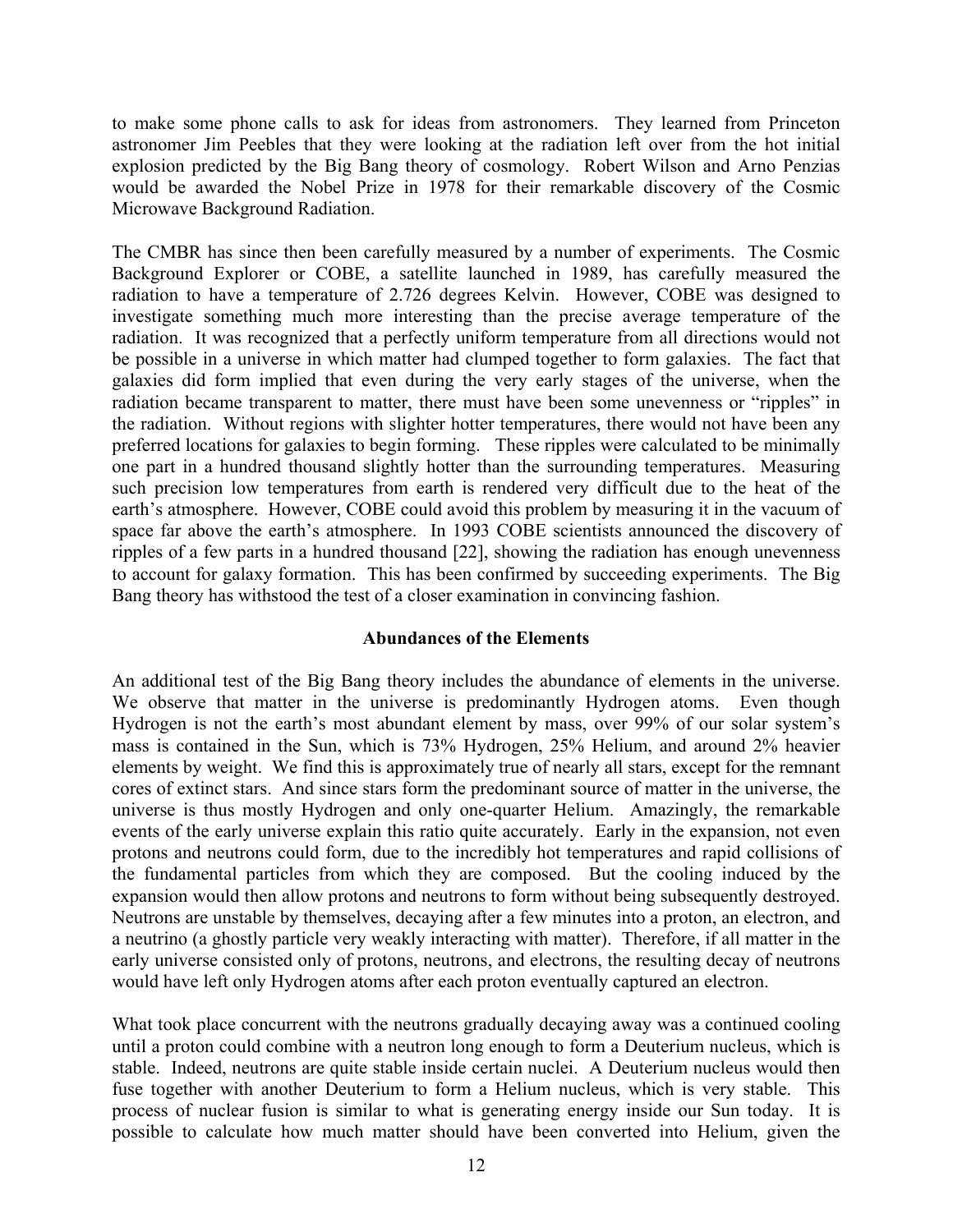to make some phone calls to ask for ideas from astronomers. They learned from Princeton astronomer Jim Peebles that they were looking at the radiation left over from the hot initial explosion predicted by the Big Bang theory of cosmology. Robert Wilson and Arno Penzias would be awarded the Nobel Prize in 1978 for their remarkable discovery of the Cosmic Microwave Background Radiation.

The CMBR has since then been carefully measured by a number of experiments. The Cosmic Background Explorer or COBE, a satellite launched in 1989, has carefully measured the radiation to have a temperature of 2.726 degrees Kelvin. However, COBE was designed to investigate something much more interesting than the precise average temperature of the radiation. It was recognized that a perfectly uniform temperature from all directions would not be possible in a universe in which matter had clumped together to form galaxies. The fact that galaxies did form implied that even during the very early stages of the universe, when the radiation became transparent to matter, there must have been some unevenness or "ripples" in the radiation. Without regions with slighter hotter temperatures, there would not have been any preferred locations for galaxies to begin forming. These ripples were calculated to be minimally one part in a hundred thousand slightly hotter than the surrounding temperatures. Measuring such precision low temperatures from earth is rendered very difficult due to the heat of the earth's atmosphere. However, COBE could avoid this problem by measuring it in the vacuum of space far above the earth's atmosphere. In 1993 COBE scientists announced the discovery of ripples of a few parts in a hundred thousand [22], showing the radiation has enough unevenness to account for galaxy formation. This has been confirmed by succeeding experiments. The Big Bang theory has withstood the test of a closer examination in convincing fashion.

### Abundances of the Elements

An additional test of the Big Bang theory includes the abundance of elements in the universe. We observe that matter in the universe is predominantly Hydrogen atoms. Even though Hydrogen is not the earth's most abundant element by mass, over 99% of our solar system's mass is contained in the Sun, which is 73% Hydrogen, 25% Helium, and around 2% heavier elements by weight. We find this is approximately true of nearly all stars, except for the remnant cores of extinct stars. And since stars form the predominant source of matter in the universe, the universe is thus mostly Hydrogen and only one-quarter Helium. Amazingly, the remarkable events of the early universe explain this ratio quite accurately. Early in the expansion, not even protons and neutrons could form, due to the incredibly hot temperatures and rapid collisions of the fundamental particles from which they are composed. But the cooling induced by the expansion would then allow protons and neutrons to form without being subsequently destroyed. Neutrons are unstable by themselves, decaying after a few minutes into a proton, an electron, and a neutrino (a ghostly particle very weakly interacting with matter). Therefore, if all matter in the early universe consisted only of protons, neutrons, and electrons, the resulting decay of neutrons would have left only Hydrogen atoms after each proton eventually captured an electron.

What took place concurrent with the neutrons gradually decaying away was a continued cooling until a proton could combine with a neutron long enough to form a Deuterium nucleus, which is stable. Indeed, neutrons are quite stable inside certain nuclei. A Deuterium nucleus would then fuse together with another Deuterium to form a Helium nucleus, which is very stable. This process of nuclear fusion is similar to what is generating energy inside our Sun today. It is possible to calculate how much matter should have been converted into Helium, given the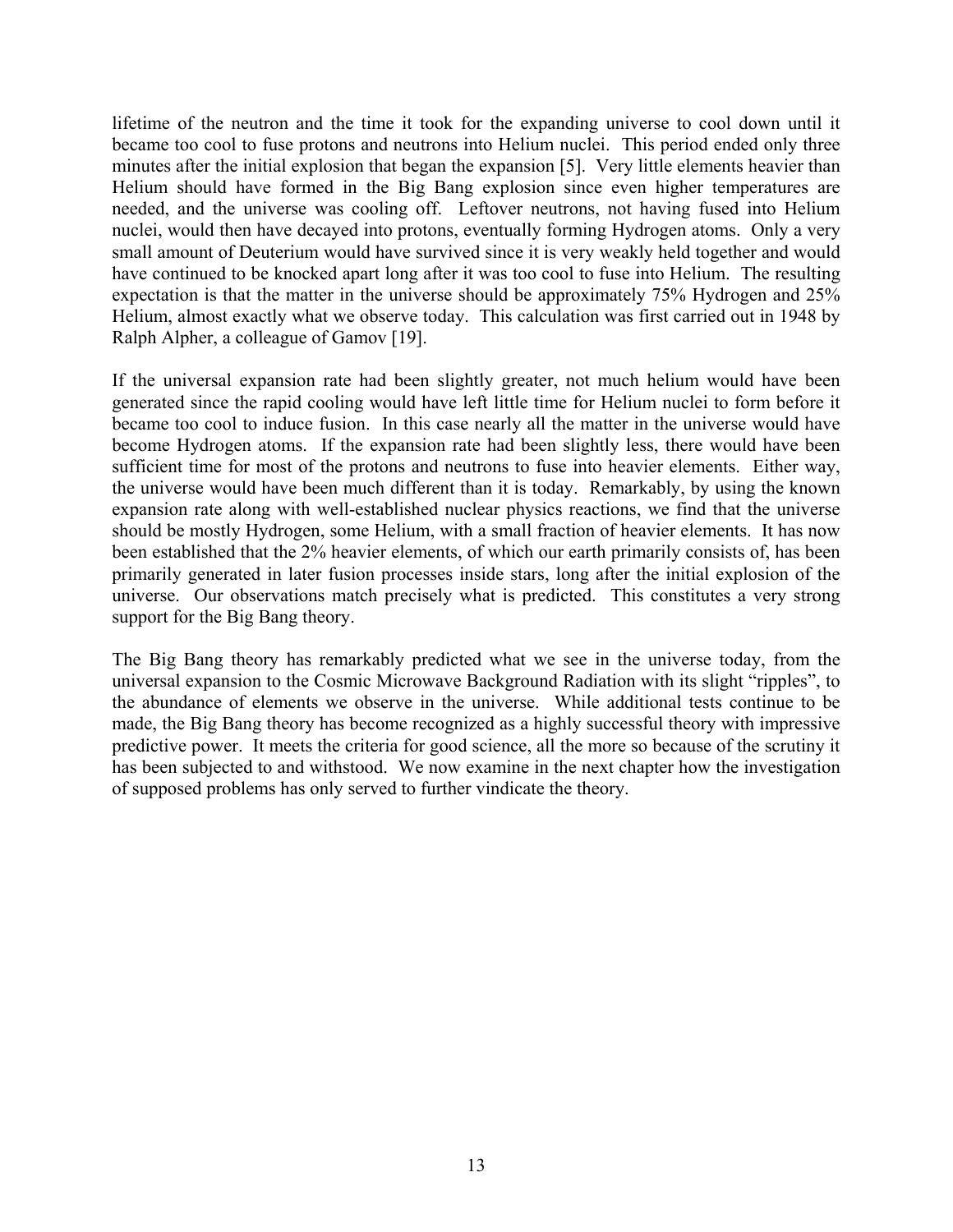lifetime of the neutron and the time it took for the expanding universe to cool down until it became too cool to fuse protons and neutrons into Helium nuclei. This period ended only three minutes after the initial explosion that began the expansion [5]. Very little elements heavier than Helium should have formed in the Big Bang explosion since even higher temperatures are needed, and the universe was cooling off. Leftover neutrons, not having fused into Helium nuclei, would then have decayed into protons, eventually forming Hydrogen atoms. Only a very small amount of Deuterium would have survived since it is very weakly held together and would have continued to be knocked apart long after it was too cool to fuse into Helium. The resulting expectation is that the matter in the universe should be approximately 75% Hydrogen and 25% Helium, almost exactly what we observe today. This calculation was first carried out in 1948 by Ralph Alpher, a colleague of Gamov [19].

If the universal expansion rate had been slightly greater, not much helium would have been generated since the rapid cooling would have left little time for Helium nuclei to form before it became too cool to induce fusion. In this case nearly all the matter in the universe would have become Hydrogen atoms. If the expansion rate had been slightly less, there would have been sufficient time for most of the protons and neutrons to fuse into heavier elements. Either way, the universe would have been much different than it is today. Remarkably, by using the known expansion rate along with well-established nuclear physics reactions, we find that the universe should be mostly Hydrogen, some Helium, with a small fraction of heavier elements. It has now been established that the 2% heavier elements, of which our earth primarily consists of, has been primarily generated in later fusion processes inside stars, long after the initial explosion of the universe. Our observations match precisely what is predicted. This constitutes a very strong support for the Big Bang theory.

The Big Bang theory has remarkably predicted what we see in the universe today, from the universal expansion to the Cosmic Microwave Background Radiation with its slight "ripples", to the abundance of elements we observe in the universe. While additional tests continue to be made, the Big Bang theory has become recognized as a highly successful theory with impressive predictive power. It meets the criteria for good science, all the more so because of the scrutiny it has been subjected to and withstood. We now examine in the next chapter how the investigation of supposed problems has only served to further vindicate the theory.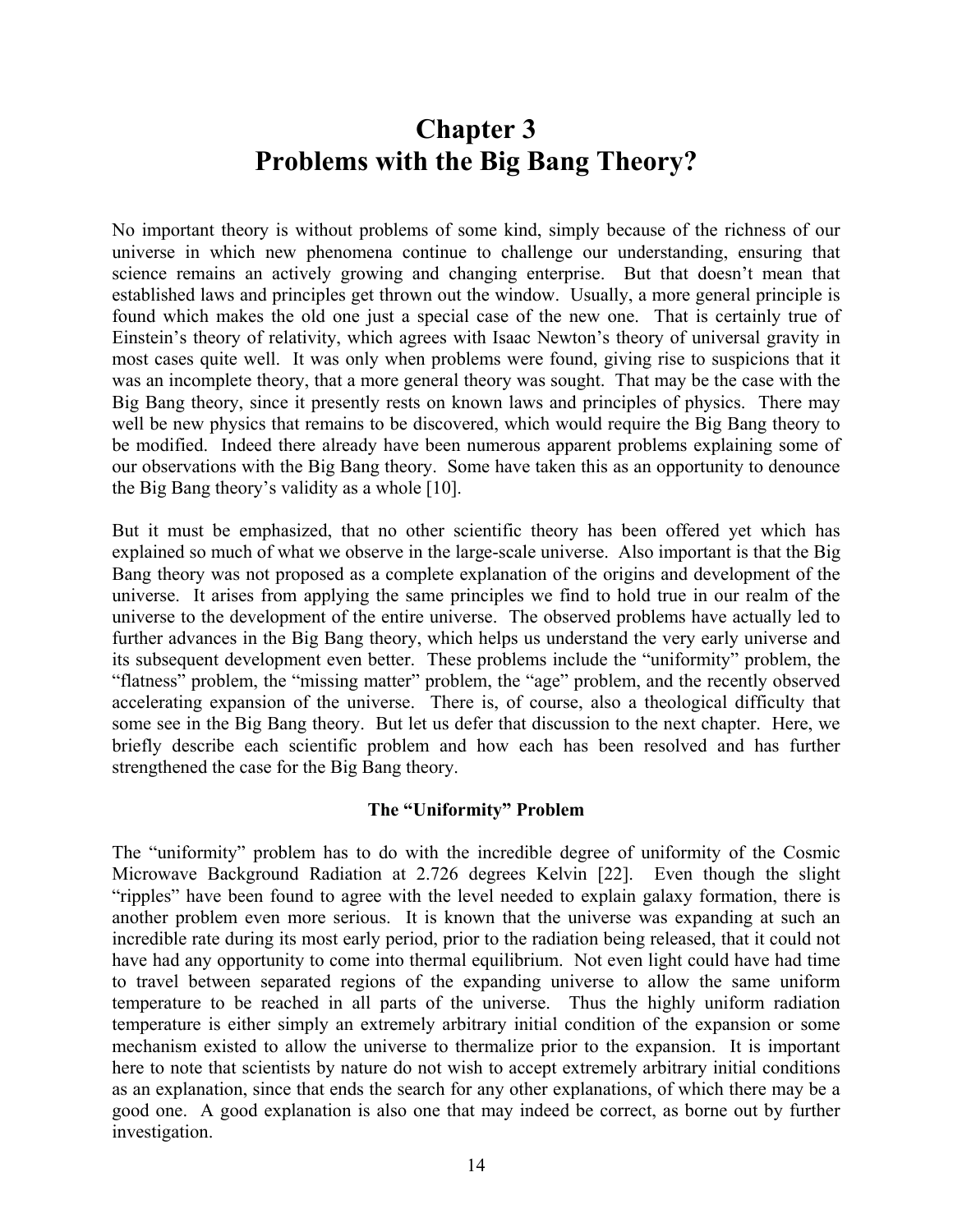# Chapter 3
# Problems with the Big Bang Theory?

No important theory is without problems of some kind, simply because of the richness of our universe in which new phenomena continue to challenge our understanding, ensuring that science remains an actively growing and changing enterprise. But that doesn't mean that established laws and principles get thrown out the window. Usually, a more general principle is found which makes the old one just a special case of the new one. That is certainly true of Einstein's theory of relativity, which agrees with Isaac Newton's theory of universal gravity in most cases quite well. It was only when problems were found, giving rise to suspicions that it was an incomplete theory, that a more general theory was sought. That may be the case with the Big Bang theory, since it presently rests on known laws and principles of physics. There may well be new physics that remains to be discovered, which would require the Big Bang theory to be modified. Indeed there already have been numerous apparent problems explaining some of our observations with the Big Bang theory. Some have taken this as an opportunity to denounce the Big Bang theory's validity as a whole [10].

But it must be emphasized, that no other scientific theory has been offered yet which has explained so much of what we observe in the large-scale universe. Also important is that the Big Bang theory was not proposed as a complete explanation of the origins and development of the universe. It arises from applying the same principles we find to hold true in our realm of the universe to the development of the entire universe. The observed problems have actually led to further advances in the Big Bang theory, which helps us understand the very early universe and its subsequent development even better. These problems include the "uniformity" problem, the "flatness" problem, the "missing matter" problem, the "age" problem, and the recently observed accelerating expansion of the universe. There is, of course, also a theological difficulty that some see in the Big Bang theory. But let us defer that discussion to the next chapter. Here, we briefly describe each scientific problem and how each has been resolved and has further strengthened the case for the Big Bang theory.

### The "Uniformity" Problem

The "uniformity" problem has to do with the incredible degree of uniformity of the Cosmic Microwave Background Radiation at 2.726 degrees Kelvin [22]. Even though the slight "ripples" have been found to agree with the level needed to explain galaxy formation, there is another problem even more serious. It is known that the universe was expanding at such an incredible rate during its most early period, prior to the radiation being released, that it could not have had any opportunity to come into thermal equilibrium. Not even light could have had time to travel between separated regions of the expanding universe to allow the same uniform temperature to be reached in all parts of the universe. Thus the highly uniform radiation temperature is either simply an extremely arbitrary initial condition of the expansion or some mechanism existed to allow the universe to thermalize prior to the expansion. It is important here to note that scientists by nature do not wish to accept extremely arbitrary initial conditions as an explanation, since that ends the search for any other explanations, of which there may be a good one. A good explanation is also one that may indeed be correct, as borne out by further investigation.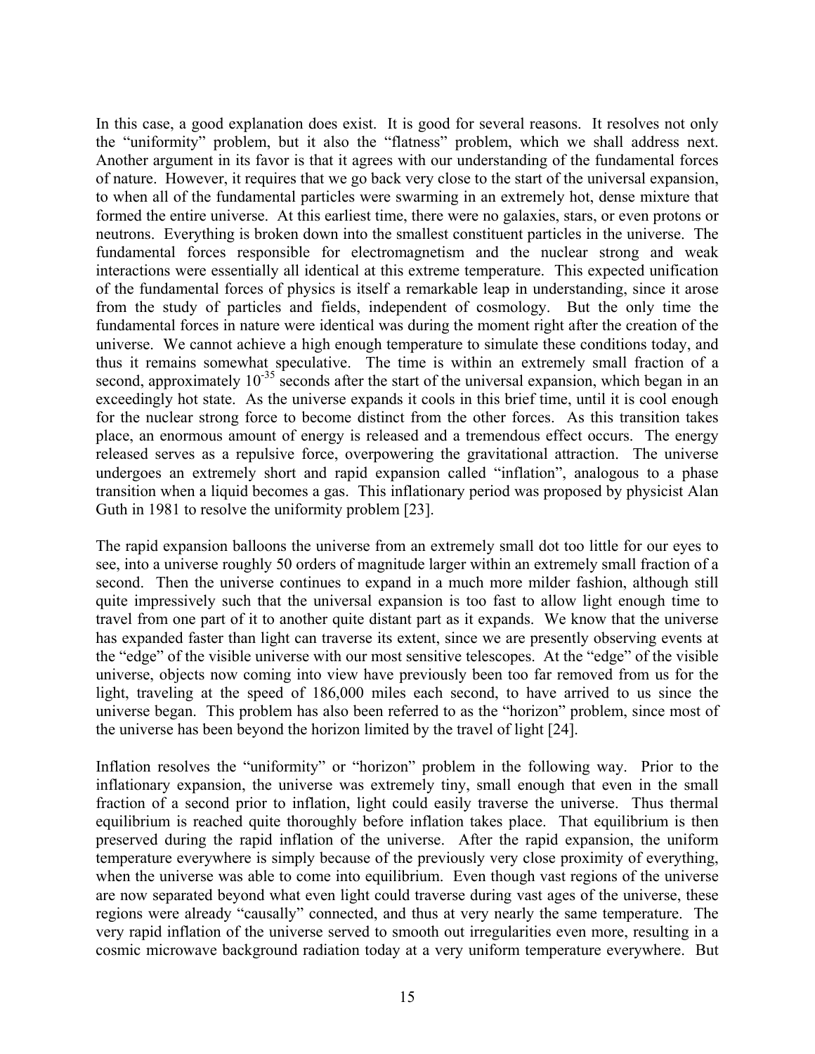In this case, a good explanation does exist. It is good for several reasons. It resolves not only the "uniformity" problem, but it also the "flatness" problem, which we shall address next. Another argument in its favor is that it agrees with our understanding of the fundamental forces of nature. However, it requires that we go back very close to the start of the universal expansion, to when all of the fundamental particles were swarming in an extremely hot, dense mixture that formed the entire universe. At this earliest time, there were no galaxies, stars, or even protons or neutrons. Everything is broken down into the smallest constituent particles in the universe. The fundamental forces responsible for electromagnetism and the nuclear strong and weak interactions were essentially all identical at this extreme temperature. This expected unification of the fundamental forces of physics is itself a remarkable leap in understanding, since it arose from the study of particles and fields, independent of cosmology. But the only time the fundamental forces in nature were identical was during the moment right after the creation of the universe. We cannot achieve a high enough temperature to simulate these conditions today, and thus it remains somewhat speculative. The time is within an extremely small fraction of a second, approximately $10^{-35}$ seconds after the start of the universal expansion, which began in an exceedingly hot state. As the universe expands it cools in this brief time, until it is cool enough for the nuclear strong force to become distinct from the other forces. As this transition takes place, an enormous amount of energy is released and a tremendous effect occurs. The energy released serves as a repulsive force, overpowering the gravitational attraction. The universe undergoes an extremely short and rapid expansion called "inflation", analogous to a phase transition when a liquid becomes a gas. This inflationary period was proposed by physicist Alan Guth in 1981 to resolve the uniformity problem [23].

The rapid expansion balloons the universe from an extremely small dot too little for our eyes to see, into a universe roughly 50 orders of magnitude larger within an extremely small fraction of a second. Then the universe continues to expand in a much more milder fashion, although still quite impressively such that the universal expansion is too fast to allow light enough time to travel from one part of it to another quite distant part as it expands. We know that the universe has expanded faster than light can traverse its extent, since we are presently observing events at the "edge" of the visible universe with our most sensitive telescopes. At the "edge" of the visible universe, objects now coming into view have previously been too far removed from us for the light, traveling at the speed of 186,000 miles each second, to have arrived to us since the universe began. This problem has also been referred to as the "horizon" problem, since most of the universe has been beyond the horizon limited by the travel of light [24].

Inflation resolves the "uniformity" or "horizon" problem in the following way. Prior to the inflationary expansion, the universe was extremely tiny, small enough that even in the small fraction of a second prior to inflation, light could easily traverse the universe. Thus thermal equilibrium is reached quite thoroughly before inflation takes place. That equilibrium is then preserved during the rapid inflation of the universe. After the rapid expansion, the uniform temperature everywhere is simply because of the previously very close proximity of everything, when the universe was able to come into equilibrium. Even though vast regions of the universe are now separated beyond what even light could traverse during vast ages of the universe, these regions were already "causally" connected, and thus at very nearly the same temperature. The very rapid inflation of the universe served to smooth out irregularities even more, resulting in a cosmic microwave background radiation today at a very uniform temperature everywhere. But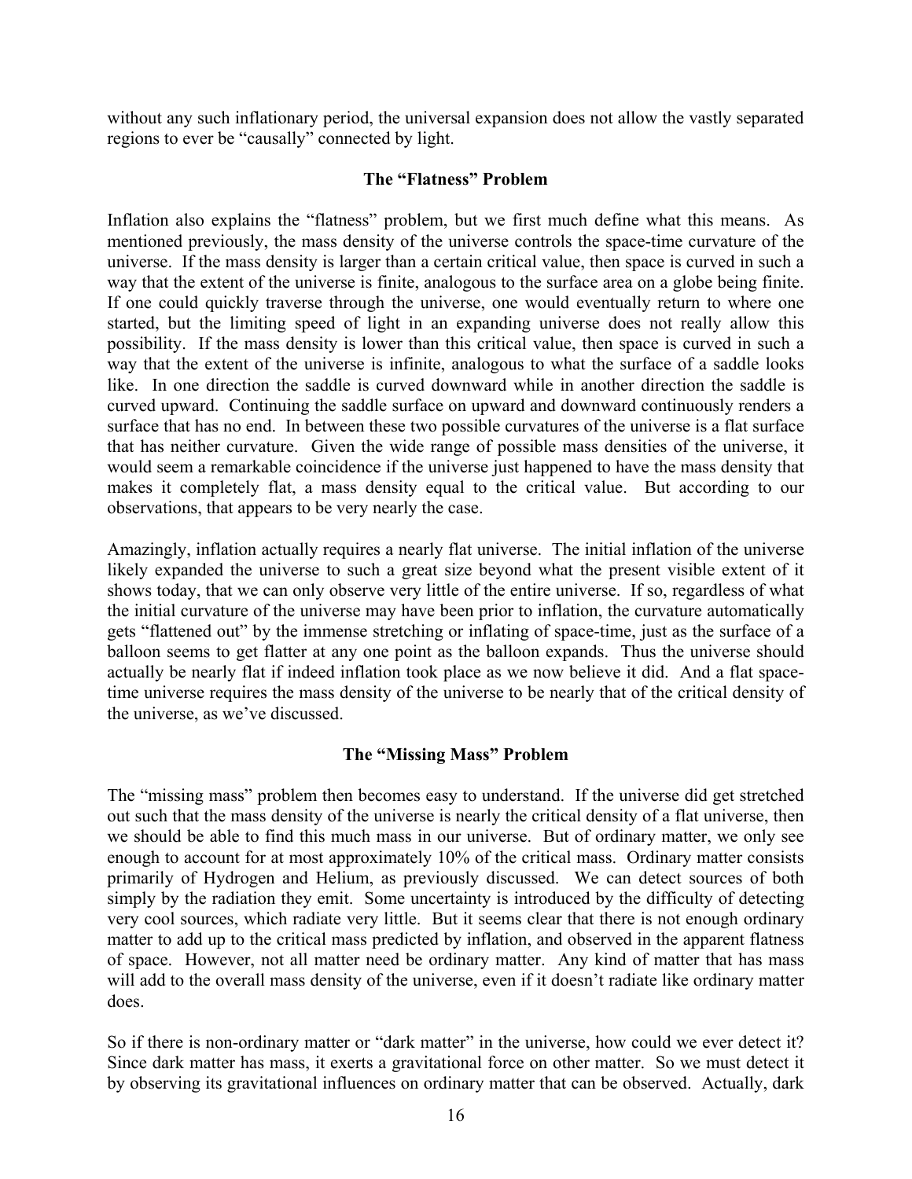without any such inflationary period, the universal expansion does not allow the vastly separated regions to ever be "causally" connected by light.

### The "Flatness" Problem

Inflation also explains the "flatness" problem, but we first much define what this means. As mentioned previously, the mass density of the universe controls the space-time curvature of the universe. If the mass density is larger than a certain critical value, then space is curved in such a way that the extent of the universe is finite, analogous to the surface area on a globe being finite. If one could quickly traverse through the universe, one would eventually return to where one started, but the limiting speed of light in an expanding universe does not really allow this possibility. If the mass density is lower than this critical value, then space is curved in such a way that the extent of the universe is infinite, analogous to what the surface of a saddle looks like. In one direction the saddle is curved downward while in another direction the saddle is curved upward. Continuing the saddle surface on upward and downward continuously renders a surface that has no end. In between these two possible curvatures of the universe is a flat surface that has neither curvature. Given the wide range of possible mass densities of the universe, it would seem a remarkable coincidence if the universe just happened to have the mass density that makes it completely flat, a mass density equal to the critical value. But according to our observations, that appears to be very nearly the case.

Amazingly, inflation actually requires a nearly flat universe. The initial inflation of the universe likely expanded the universe to such a great size beyond what the present visible extent of it shows today, that we can only observe very little of the entire universe. If so, regardless of what the initial curvature of the universe may have been prior to inflation, the curvature automatically gets "flattened out" by the immense stretching or inflating of space-time, just as the surface of a balloon seems to get flatter at any one point as the balloon expands. Thus the universe should actually be nearly flat if indeed inflation took place as we now believe it did. And a flat space-time universe requires the mass density of the universe to be nearly that of the critical density of the universe, as we've discussed.

### The "Missing Mass" Problem

The "missing mass" problem then becomes easy to understand. If the universe did get stretched out such that the mass density of the universe is nearly the critical density of a flat universe, then we should be able to find this much mass in our universe. But of ordinary matter, we only see enough to account for at most approximately 10% of the critical mass. Ordinary matter consists primarily of Hydrogen and Helium, as previously discussed. We can detect sources of both simply by the radiation they emit. Some uncertainty is introduced by the difficulty of detecting very cool sources, which radiate very little. But it seems clear that there is not enough ordinary matter to add up to the critical mass predicted by inflation, and observed in the apparent flatness of space. However, not all matter need be ordinary matter. Any kind of matter that has mass will add to the overall mass density of the universe, even if it doesn't radiate like ordinary matter does.

So if there is non-ordinary matter or "dark matter" in the universe, how could we ever detect it? Since dark matter has mass, it exerts a gravitational force on other matter. So we must detect it by observing its gravitational influences on ordinary matter that can be observed. Actually, dark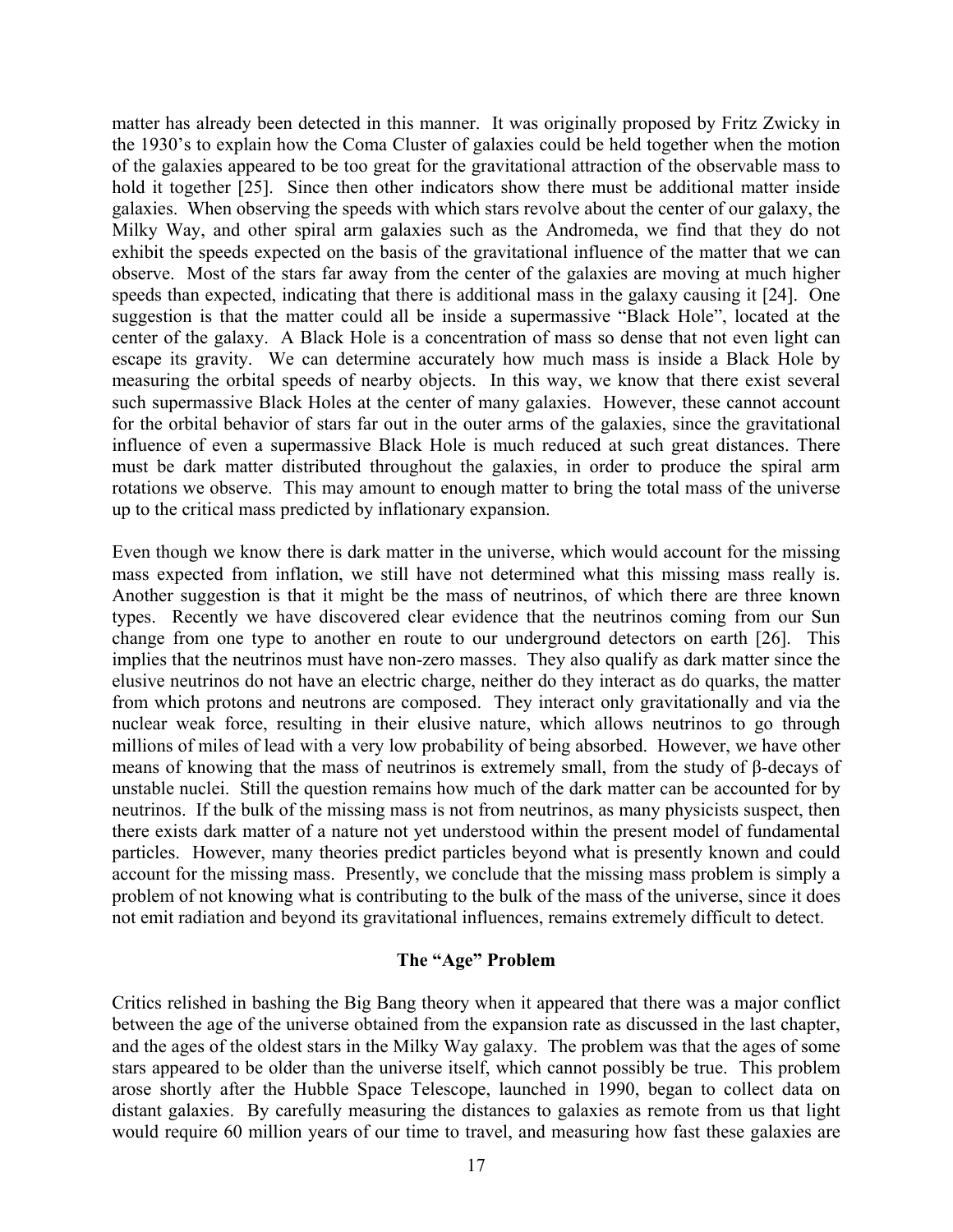matter has already been detected in this manner. It was originally proposed by Fritz Zwicky in the 1930's to explain how the Coma Cluster of galaxies could be held together when the motion of the galaxies appeared to be too great for the gravitational attraction of the observable mass to hold it together [25]. Since then other indicators show there must be additional matter inside galaxies. When observing the speeds with which stars revolve about the center of our galaxy, the Milky Way, and other spiral arm galaxies such as the Andromeda, we find that they do not exhibit the speeds expected on the basis of the gravitational influence of the matter that we can observe. Most of the stars far away from the center of the galaxies are moving at much higher speeds than expected, indicating that there is additional mass in the galaxy causing it [24]. One suggestion is that the matter could all be inside a supermassive "Black Hole", located at the center of the galaxy. A Black Hole is a concentration of mass so dense that not even light can escape its gravity. We can determine accurately how much mass is inside a Black Hole by measuring the orbital speeds of nearby objects. In this way, we know that there exist several such supermassive Black Holes at the center of many galaxies. However, these cannot account for the orbital behavior of stars far out in the outer arms of the galaxies, since the gravitational influence of even a supermassive Black Hole is much reduced at such great distances. There must be dark matter distributed throughout the galaxies, in order to produce the spiral arm rotations we observe. This may amount to enough matter to bring the total mass of the universe up to the critical mass predicted by inflationary expansion.

Even though we know there is dark matter in the universe, which would account for the missing mass expected from inflation, we still have not determined what this missing mass really is. Another suggestion is that it might be the mass of neutrinos, of which there are three known types. Recently we have discovered clear evidence that the neutrinos coming from our Sun change from one type to another en route to our underground detectors on earth [26]. This implies that the neutrinos must have non-zero masses. They also qualify as dark matter since the elusive neutrinos do not have an electric charge, neither do they interact as do quarks, the matter from which protons and neutrons are composed. They interact only gravitationally and via the nuclear weak force, resulting in their elusive nature, which allows neutrinos to go through millions of miles of lead with a very low probability of being absorbed. However, we have other means of knowing that the mass of neutrinos is extremely small, from the study of β-decays of unstable nuclei. Still the question remains how much of the dark matter can be accounted for by neutrinos. If the bulk of the missing mass is not from neutrinos, as many physicists suspect, then there exists dark matter of a nature not yet understood within the present model of fundamental particles. However, many theories predict particles beyond what is presently known and could account for the missing mass. Presently, we conclude that the missing mass problem is simply a problem of not knowing what is contributing to the bulk of the mass of the universe, since it does not emit radiation and beyond its gravitational influences, remains extremely difficult to detect.

### The "Age" Problem

Critics relished in bashing the Big Bang theory when it appeared that there was a major conflict between the age of the universe obtained from the expansion rate as discussed in the last chapter, and the ages of the oldest stars in the Milky Way galaxy. The problem was that the ages of some stars appeared to be older than the universe itself, which cannot possibly be true. This problem arose shortly after the Hubble Space Telescope, launched in 1990, began to collect data on distant galaxies. By carefully measuring the distances to galaxies as remote from us that light would require 60 million years of our time to travel, and measuring how fast these galaxies are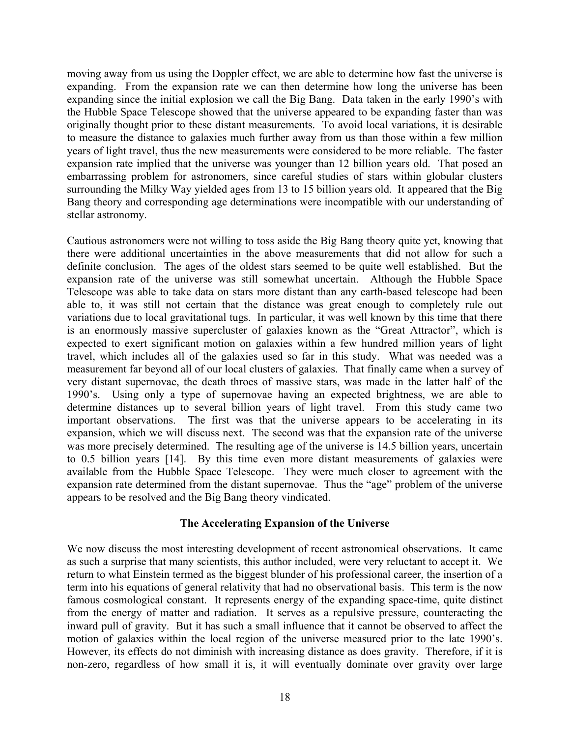moving away from us using the Doppler effect, we are able to determine how fast the universe is expanding. From the expansion rate we can then determine how long the universe has been expanding since the initial explosion we call the Big Bang. Data taken in the early 1990's with the Hubble Space Telescope showed that the universe appeared to be expanding faster than was originally thought prior to these distant measurements. To avoid local variations, it is desirable to measure the distance to galaxies much further away from us than those within a few million years of light travel, thus the new measurements were considered to be more reliable. The faster expansion rate implied that the universe was younger than 12 billion years old. That posed an embarrassing problem for astronomers, since careful studies of stars within globular clusters surrounding the Milky Way yielded ages from 13 to 15 billion years old. It appeared that the Big Bang theory and corresponding age determinations were incompatible with our understanding of stellar astronomy.

Cautious astronomers were not willing to toss aside the Big Bang theory quite yet, knowing that there were additional uncertainties in the above measurements that did not allow for such a definite conclusion. The ages of the oldest stars seemed to be quite well established. But the expansion rate of the universe was still somewhat uncertain. Although the Hubble Space Telescope was able to take data on stars more distant than any earth-based telescope had been able to, it was still not certain that the distance was great enough to completely rule out variations due to local gravitational tugs. In particular, it was well known by this time that there is an enormously massive supercluster of galaxies known as the "Great Attractor", which is expected to exert significant motion on galaxies within a few hundred million years of light travel, which includes all of the galaxies used so far in this study. What was needed was a measurement far beyond all of our local clusters of galaxies. That finally came when a survey of very distant supernovae, the death throes of massive stars, was made in the latter half of the 1990's. Using only a type of supernovae having an expected brightness, we are able to determine distances up to several billion years of light travel. From this study came two important observations. The first was that the universe appears to be accelerating in its expansion, which we will discuss next. The second was that the expansion rate of the universe was more precisely determined. The resulting age of the universe is 14.5 billion years, uncertain to 0.5 billion years [14]. By this time even more distant measurements of galaxies were available from the Hubble Space Telescope. They were much closer to agreement with the expansion rate determined from the distant supernovae. Thus the "age" problem of the universe appears to be resolved and the Big Bang theory vindicated.

### The Accelerating Expansion of the Universe

We now discuss the most interesting development of recent astronomical observations. It came as such a surprise that many scientists, this author included, were very reluctant to accept it. We return to what Einstein termed as the biggest blunder of his professional career, the insertion of a term into his equations of general relativity that had no observational basis. This term is the now famous cosmological constant. It represents energy of the expanding space-time, quite distinct from the energy of matter and radiation. It serves as a repulsive pressure, counteracting the inward pull of gravity. But it has such a small influence that it cannot be observed to affect the motion of galaxies within the local region of the universe measured prior to the late 1990's. However, its effects do not diminish with increasing distance as does gravity. Therefore, if it is non-zero, regardless of how small it is, it will eventually dominate over gravity over large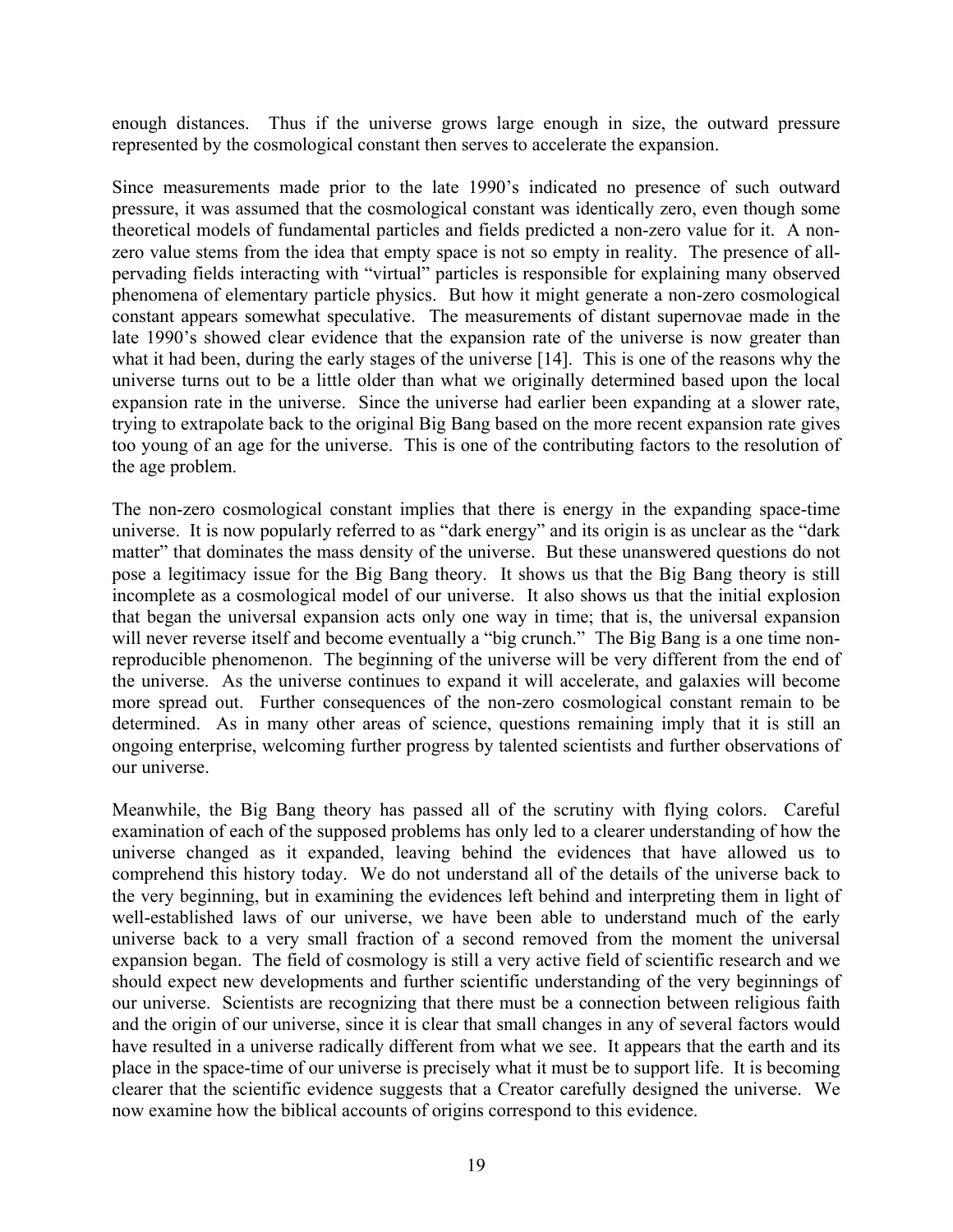enough distances. Thus if the universe grows large enough in size, the outward pressure represented by the cosmological constant then serves to accelerate the expansion.

Since measurements made prior to the late 1990's indicated no presence of such outward pressure, it was assumed that the cosmological constant was identically zero, even though some theoretical models of fundamental particles and fields predicted a non-zero value for it. A non-zero value stems from the idea that empty space is not so empty in reality. The presence of all-pervading fields interacting with "virtual" particles is responsible for explaining many observed phenomena of elementary particle physics. But how it might generate a non-zero cosmological constant appears somewhat speculative. The measurements of distant supernovae made in the late 1990's showed clear evidence that the expansion rate of the universe is now greater than what it had been, during the early stages of the universe [14]. This is one of the reasons why the universe turns out to be a little older than what we originally determined based upon the local expansion rate in the universe. Since the universe had earlier been expanding at a slower rate, trying to extrapolate back to the original Big Bang based on the more recent expansion rate gives too young of an age for the universe. This is one of the contributing factors to the resolution of the age problem.

The non-zero cosmological constant implies that there is energy in the expanding space-time universe. It is now popularly referred to as "dark energy" and its origin is as unclear as the "dark matter" that dominates the mass density of the universe. But these unanswered questions do not pose a legitimacy issue for the Big Bang theory. It shows us that the Big Bang theory is still incomplete as a cosmological model of our universe. It also shows us that the initial explosion that began the universal expansion acts only one way in time; that is, the universal expansion will never reverse itself and become eventually a "big crunch." The Big Bang is a one time non-reproducible phenomenon. The beginning of the universe will be very different from the end of the universe. As the universe continues to expand it will accelerate, and galaxies will become more spread out. Further consequences of the non-zero cosmological constant remain to be determined. As in many other areas of science, questions remaining imply that it is still an ongoing enterprise, welcoming further progress by talented scientists and further observations of our universe.

Meanwhile, the Big Bang theory has passed all of the scrutiny with flying colors. Careful examination of each of the supposed problems has only led to a clearer understanding of how the universe changed as it expanded, leaving behind the evidences that have allowed us to comprehend this history today. We do not understand all of the details of the universe back to the very beginning, but in examining the evidences left behind and interpreting them in light of well-established laws of our universe, we have been able to understand much of the early universe back to a very small fraction of a second removed from the moment the universal expansion began. The field of cosmology is still a very active field of scientific research and we should expect new developments and further scientific understanding of the very beginnings of our universe. Scientists are recognizing that there must be a connection between religious faith and the origin of our universe, since it is clear that small changes in any of several factors would have resulted in a universe radically different from what we see. It appears that the earth and its place in the space-time of our universe is precisely what it must be to support life. It is becoming clearer that the scientific evidence suggests that a Creator carefully designed the universe. We now examine how the biblical accounts of origins correspond to this evidence.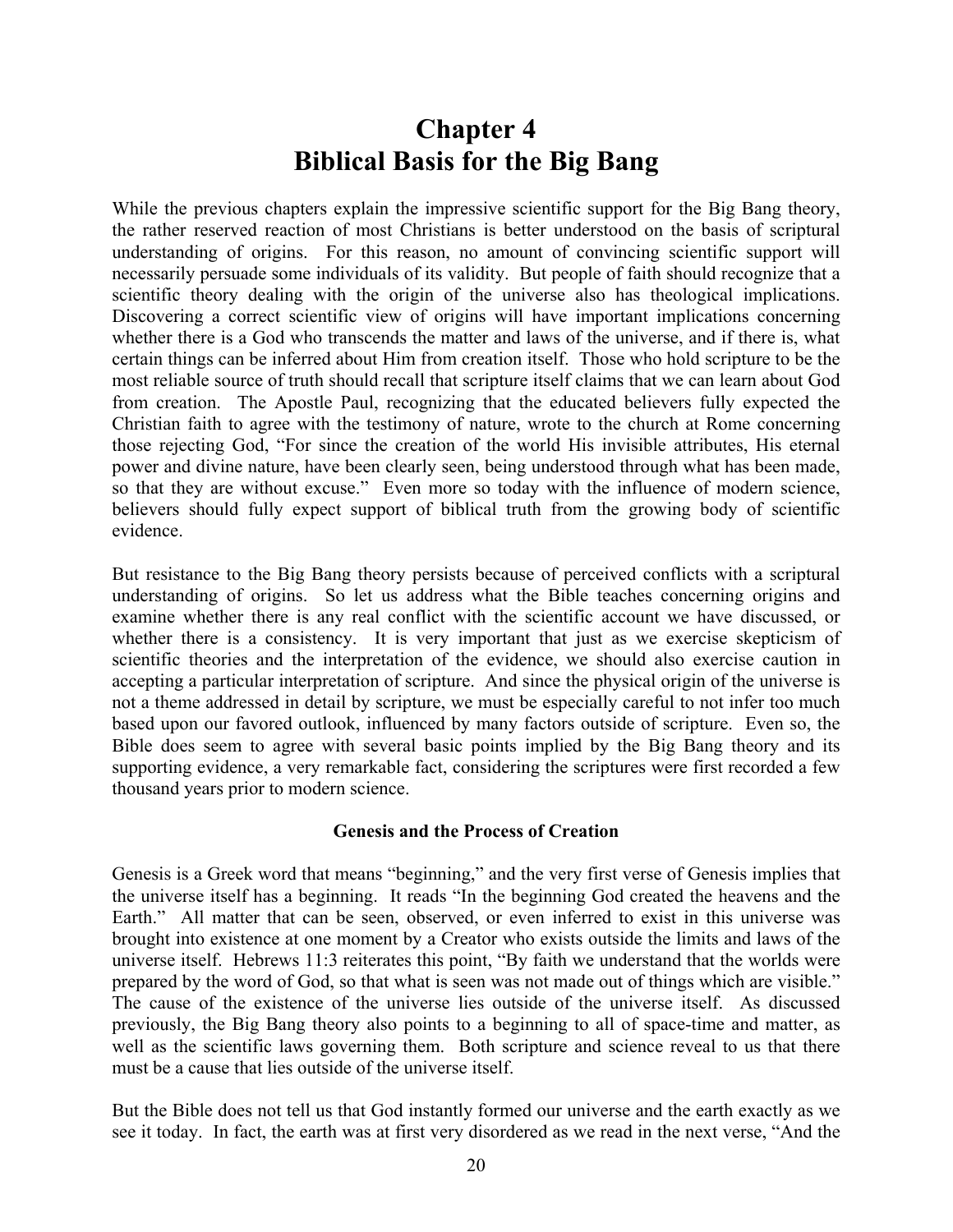# Chapter 4
# Biblical Basis for the Big Bang

While the previous chapters explain the impressive scientific support for the Big Bang theory, the rather reserved reaction of most Christians is better understood on the basis of scriptural understanding of origins. For this reason, no amount of convincing scientific support will necessarily persuade some individuals of its validity. But people of faith should recognize that a scientific theory dealing with the origin of the universe also has theological implications. Discovering a correct scientific view of origins will have important implications concerning whether there is a God who transcends the matter and laws of the universe, and if there is, what certain things can be inferred about Him from creation itself. Those who hold scripture to be the most reliable source of truth should recall that scripture itself claims that we can learn about God from creation. The Apostle Paul, recognizing that the educated believers fully expected the Christian faith to agree with the testimony of nature, wrote to the church at Rome concerning those rejecting God, "For since the creation of the world His invisible attributes, His eternal power and divine nature, have been clearly seen, being understood through what has been made, so that they are without excuse." Even more so today with the influence of modern science, believers should fully expect support of biblical truth from the growing body of scientific evidence.

But resistance to the Big Bang theory persists because of perceived conflicts with a scriptural understanding of origins. So let us address what the Bible teaches concerning origins and examine whether there is any real conflict with the scientific account we have discussed, or whether there is a consistency. It is very important that just as we exercise skepticism of scientific theories and the interpretation of the evidence, we should also exercise caution in accepting a particular interpretation of scripture. And since the physical origin of the universe is not a theme addressed in detail by scripture, we must be especially careful to not infer too much based upon our favored outlook, influenced by many factors outside of scripture. Even so, the Bible does seem to agree with several basic points implied by the Big Bang theory and its supporting evidence, a very remarkable fact, considering the scriptures were first recorded a few thousand years prior to modern science.

### Genesis and the Process of Creation

Genesis is a Greek word that means "beginning," and the very first verse of Genesis implies that the universe itself has a beginning. It reads "In the beginning God created the heavens and the Earth." All matter that can be seen, observed, or even inferred to exist in this universe was brought into existence at one moment by a Creator who exists outside the limits and laws of the universe itself. Hebrews 11:3 reiterates this point, "By faith we understand that the worlds were prepared by the word of God, so that what is seen was not made out of things which are visible." The cause of the existence of the universe lies outside of the universe itself. As discussed previously, the Big Bang theory also points to a beginning to all of space-time and matter, as well as the scientific laws governing them. Both scripture and science reveal to us that there must be a cause that lies outside of the universe itself.

But the Bible does not tell us that God instantly formed our universe and the earth exactly as we see it today. In fact, the earth was at first very disordered as we read in the next verse, "And the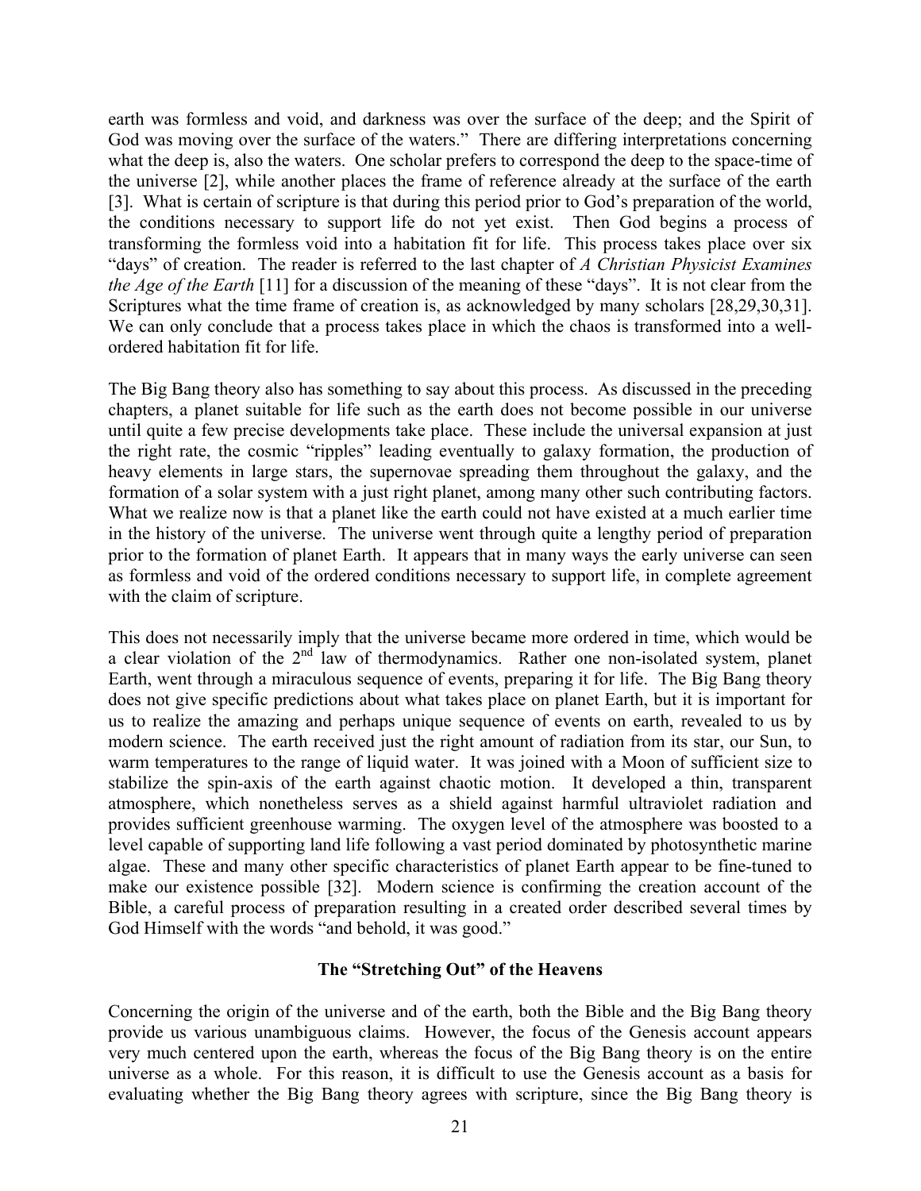earth was formless and void, and darkness was over the surface of the deep; and the Spirit of God was moving over the surface of the waters." There are differing interpretations concerning what the deep is, also the waters. One scholar prefers to correspond the deep to the space-time of the universe [2], while another places the frame of reference already at the surface of the earth [3]. What is certain of scripture is that during this period prior to God's preparation of the world, the conditions necessary to support life do not yet exist. Then God begins a process of transforming the formless void into a habitation fit for life. This process takes place over six "days" of creation. The reader is referred to the last chapter of *A Christian Physicist Examines the Age of the Earth* [11] for a discussion of the meaning of these "days". It is not clear from the Scriptures what the time frame of creation is, as acknowledged by many scholars [28,29,30,31]. We can only conclude that a process takes place in which the chaos is transformed into a well-ordered habitation fit for life.

The Big Bang theory also has something to say about this process. As discussed in the preceding chapters, a planet suitable for life such as the earth does not become possible in our universe until quite a few precise developments take place. These include the universal expansion at just the right rate, the cosmic "ripples" leading eventually to galaxy formation, the production of heavy elements in large stars, the supernovae spreading them throughout the galaxy, and the formation of a solar system with a just right planet, among many other such contributing factors. What we realize now is that a planet like the earth could not have existed at a much earlier time in the history of the universe. The universe went through quite a lengthy period of preparation prior to the formation of planet Earth. It appears that in many ways the early universe can seen as formless and void of the ordered conditions necessary to support life, in complete agreement with the claim of scripture.

This does not necessarily imply that the universe became more ordered in time, which would be a clear violation of the 2nd law of thermodynamics. Rather one non-isolated system, planet Earth, went through a miraculous sequence of events, preparing it for life. The Big Bang theory does not give specific predictions about what takes place on planet Earth, but it is important for us to realize the amazing and perhaps unique sequence of events on earth, revealed to us by modern science. The earth received just the right amount of radiation from its star, our Sun, to warm temperatures to the range of liquid water. It was joined with a Moon of sufficient size to stabilize the spin-axis of the earth against chaotic motion. It developed a thin, transparent atmosphere, which nonetheless serves as a shield against harmful ultraviolet radiation and provides sufficient greenhouse warming. The oxygen level of the atmosphere was boosted to a level capable of supporting land life following a vast period dominated by photosynthetic marine algae. These and many other specific characteristics of planet Earth appear to be fine-tuned to make our existence possible [32]. Modern science is confirming the creation account of the Bible, a careful process of preparation resulting in a created order described several times by God Himself with the words "and behold, it was good."

### The "Stretching Out" of the Heavens

Concerning the origin of the universe and of the earth, both the Bible and the Big Bang theory provide us various unambiguous claims. However, the focus of the Genesis account appears very much centered upon the earth, whereas the focus of the Big Bang theory is on the entire universe as a whole. For this reason, it is difficult to use the Genesis account as a basis for evaluating whether the Big Bang theory agrees with scripture, since the Big Bang theory is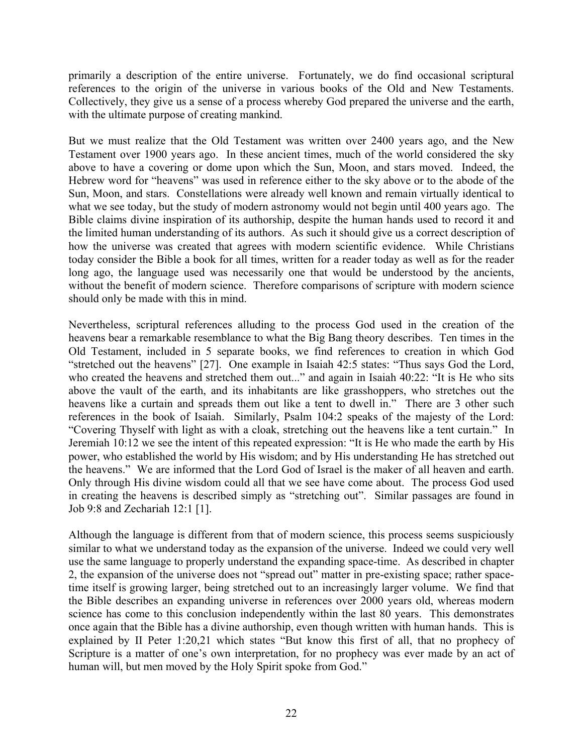primarily a description of the entire universe. Fortunately, we do find occasional scriptural references to the origin of the universe in various books of the Old and New Testaments. Collectively, they give us a sense of a process whereby God prepared the universe and the earth, with the ultimate purpose of creating mankind.

But we must realize that the Old Testament was written over 2400 years ago, and the New Testament over 1900 years ago. In these ancient times, much of the world considered the sky above to have a covering or dome upon which the Sun, Moon, and stars moved. Indeed, the Hebrew word for "heavens" was used in reference either to the sky above or to the abode of the Sun, Moon, and stars. Constellations were already well known and remain virtually identical to what we see today, but the study of modern astronomy would not begin until 400 years ago. The Bible claims divine inspiration of its authorship, despite the human hands used to record it and the limited human understanding of its authors. As such it should give us a correct description of how the universe was created that agrees with modern scientific evidence. While Christians today consider the Bible a book for all times, written for a reader today as well as for the reader long ago, the language used was necessarily one that would be understood by the ancients, without the benefit of modern science. Therefore comparisons of scripture with modern science should only be made with this in mind.

Nevertheless, scriptural references alluding to the process God used in the creation of the heavens bear a remarkable resemblance to what the Big Bang theory describes. Ten times in the Old Testament, included in 5 separate books, we find references to creation in which God "stretched out the heavens" [27]. One example in Isaiah 42:5 states: "Thus says God the Lord, who created the heavens and stretched them out..." and again in Isaiah 40:22: "It is He who sits above the vault of the earth, and its inhabitants are like grasshoppers, who stretches out the heavens like a curtain and spreads them out like a tent to dwell in." There are 3 other such references in the book of Isaiah. Similarly, Psalm 104:2 speaks of the majesty of the Lord: "Covering Thyself with light as with a cloak, stretching out the heavens like a tent curtain." In Jeremiah 10:12 we see the intent of this repeated expression: "It is He who made the earth by His power, who established the world by His wisdom; and by His understanding He has stretched out the heavens." We are informed that the Lord God of Israel is the maker of all heaven and earth. Only through His divine wisdom could all that we see have come about. The process God used in creating the heavens is described simply as "stretching out". Similar passages are found in Job 9:8 and Zechariah 12:1 [1].

Although the language is different from that of modern science, this process seems suspiciously similar to what we understand today as the expansion of the universe. Indeed we could very well use the same language to properly understand the expanding space-time. As described in chapter 2, the expansion of the universe does not "spread out" matter in pre-existing space; rather space-time itself is growing larger, being stretched out to an increasingly larger volume. We find that the Bible describes an expanding universe in references over 2000 years old, whereas modern science has come to this conclusion independently within the last 80 years. This demonstrates once again that the Bible has a divine authorship, even though written with human hands. This is explained by II Peter 1:20,21 which states "But know this first of all, that no prophecy of Scripture is a matter of one's own interpretation, for no prophecy was ever made by an act of human will, but men moved by the Holy Spirit spoke from God."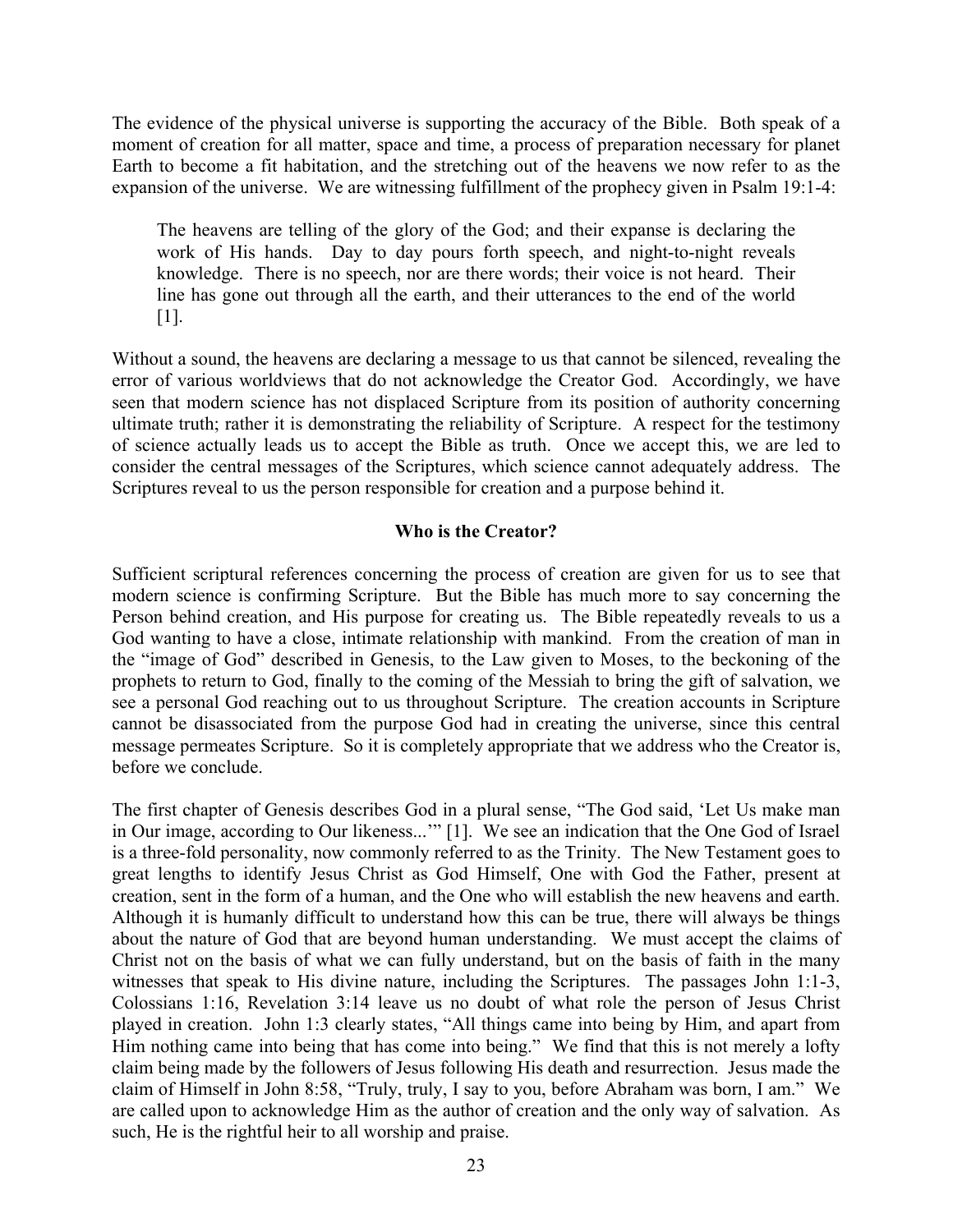The evidence of the physical universe is supporting the accuracy of the Bible. Both speak of a moment of creation for all matter, space and time, a process of preparation necessary for planet Earth to become a fit habitation, and the stretching out of the heavens we now refer to as the expansion of the universe. We are witnessing fulfillment of the prophecy given in Psalm 19:1-4:

> The heavens are telling of the glory of the God; and their expanse is declaring the work of His hands. Day to day pours forth speech, and night-to-night reveals knowledge. There is no speech, nor are there words; their voice is not heard. Their line has gone out through all the earth, and their utterances to the end of the world [1].

Without a sound, the heavens are declaring a message to us that cannot be silenced, revealing the error of various worldviews that do not acknowledge the Creator God. Accordingly, we have seen that modern science has not displaced Scripture from its position of authority concerning ultimate truth; rather it is demonstrating the reliability of Scripture. A respect for the testimony of science actually leads us to accept the Bible as truth. Once we accept this, we are led to consider the central messages of the Scriptures, which science cannot adequately address. The Scriptures reveal to us the person responsible for creation and a purpose behind it.

**Who is the Creator?**

Sufficient scriptural references concerning the process of creation are given for us to see that modern science is confirming Scripture. But the Bible has much more to say concerning the Person behind creation, and His purpose for creating us. The Bible repeatedly reveals to us a God wanting to have a close, intimate relationship with mankind. From the creation of man in the "image of God" described in Genesis, to the Law given to Moses, to the beckoning of the prophets to return to God, finally to the coming of the Messiah to bring the gift of salvation, we see a personal God reaching out to us throughout Scripture. The creation accounts in Scripture cannot be disassociated from the purpose God had in creating the universe, since this central message permeates Scripture. So it is completely appropriate that we address who the Creator is, before we conclude.

The first chapter of Genesis describes God in a plural sense, "The God said, 'Let Us make man in Our image, according to Our likeness...'" [1]. We see an indication that the One God of Israel is a three-fold personality, now commonly referred to as the Trinity. The New Testament goes to great lengths to identify Jesus Christ as God Himself, One with God the Father, present at creation, sent in the form of a human, and the One who will establish the new heavens and earth. Although it is humanly difficult to understand how this can be true, there will always be things about the nature of God that are beyond human understanding. We must accept the claims of Christ not on the basis of what we can fully understand, but on the basis of faith in the many witnesses that speak to His divine nature, including the Scriptures. The passages John 1:1-3, Colossians 1:16, Revelation 3:14 leave us no doubt of what role the person of Jesus Christ played in creation. John 1:3 clearly states, "All things came into being by Him, and apart from Him nothing came into being that has come into being." We find that this is not merely a lofty claim being made by the followers of Jesus following His death and resurrection. Jesus made the claim of Himself in John 8:58, "Truly, truly, I say to you, before Abraham was born, I am." We are called upon to acknowledge Him as the author of creation and the only way of salvation. As such, He is the rightful heir to all worship and praise.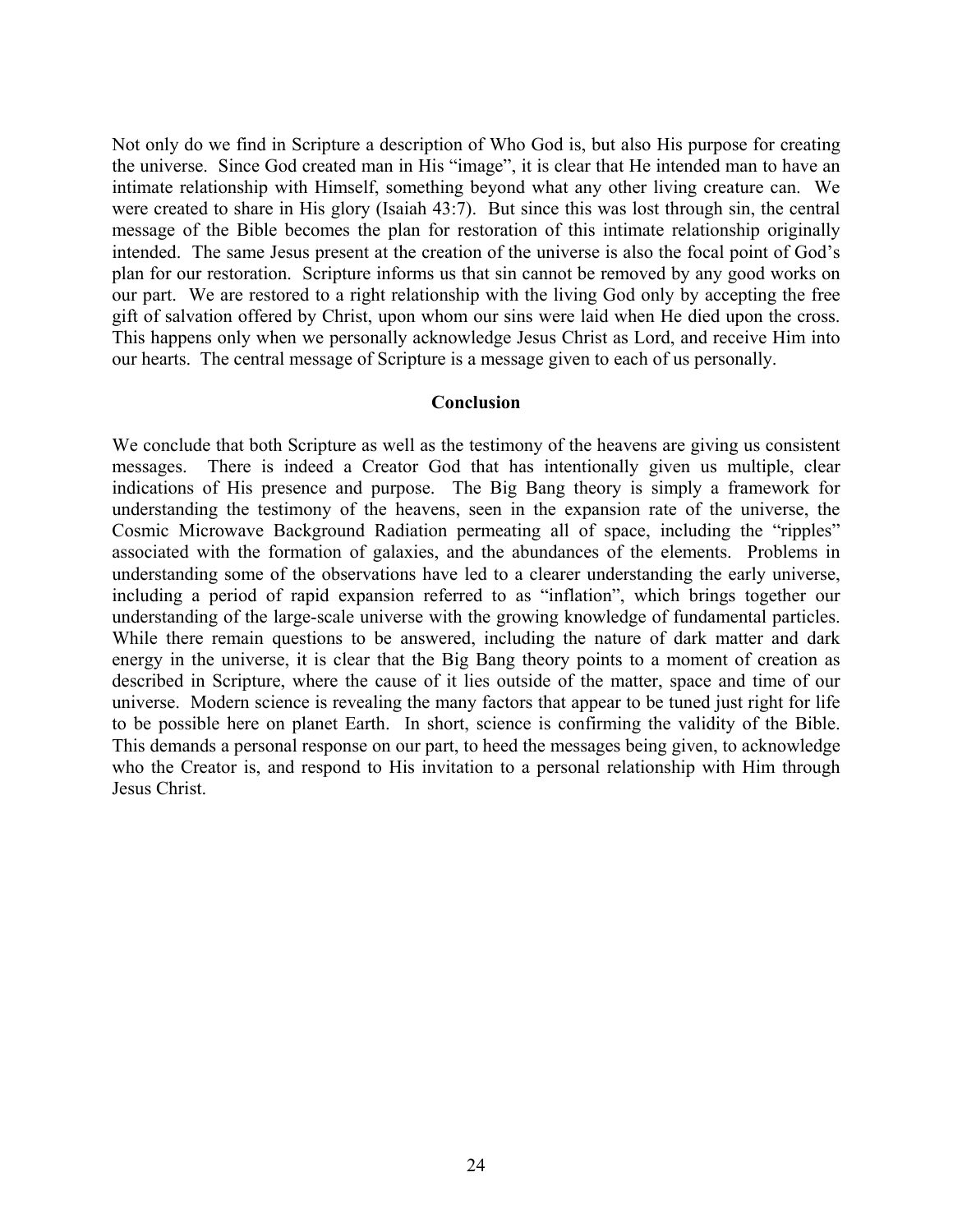Not only do we find in Scripture a description of Who God is, but also His purpose for creating the universe. Since God created man in His "image", it is clear that He intended man to have an intimate relationship with Himself, something beyond what any other living creature can. We were created to share in His glory (Isaiah 43:7). But since this was lost through sin, the central message of the Bible becomes the plan for restoration of this intimate relationship originally intended. The same Jesus present at the creation of the universe is also the focal point of God's plan for our restoration. Scripture informs us that sin cannot be removed by any good works on our part. We are restored to a right relationship with the living God only by accepting the free gift of salvation offered by Christ, upon whom our sins were laid when He died upon the cross. This happens only when we personally acknowledge Jesus Christ as Lord, and receive Him into our hearts. The central message of Scripture is a message given to each of us personally.

## Conclusion

We conclude that both Scripture as well as the testimony of the heavens are giving us consistent messages. There is indeed a Creator God that has intentionally given us multiple, clear indications of His presence and purpose. The Big Bang theory is simply a framework for understanding the testimony of the heavens, seen in the expansion rate of the universe, the Cosmic Microwave Background Radiation permeating all of space, including the "ripples" associated with the formation of galaxies, and the abundances of the elements. Problems in understanding some of the observations have led to a clearer understanding the early universe, including a period of rapid expansion referred to as "inflation", which brings together our understanding of the large-scale universe with the growing knowledge of fundamental particles. While there remain questions to be answered, including the nature of dark matter and dark energy in the universe, it is clear that the Big Bang theory points to a moment of creation as described in Scripture, where the cause of it lies outside of the matter, space and time of our universe. Modern science is revealing the many factors that appear to be tuned just right for life to be possible here on planet Earth. In short, science is confirming the validity of the Bible. This demands a personal response on our part, to heed the messages being given, to acknowledge who the Creator is, and respond to His invitation to a personal relationship with Him through Jesus Christ.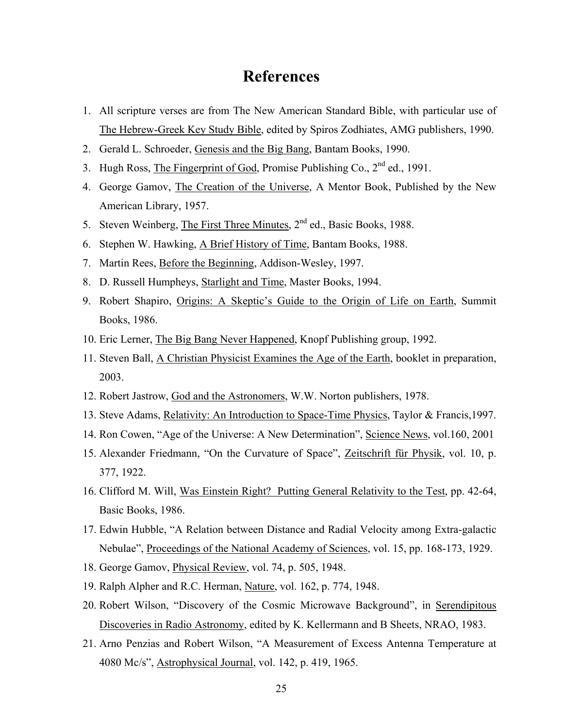# References

1. All scripture verses are from The New American Standard Bible, with particular use of The Hebrew-Greek Key Study Bible, edited by Spiros Zodhiates, AMG publishers, 1990.
2. Gerald L. Schroeder, Genesis and the Big Bang, Bantam Books, 1990.
3. Hugh Ross, The Fingerprint of God, Promise Publishing Co., 2nd ed., 1991.
4. George Gamov, The Creation of the Universe, A Mentor Book, Published by the New American Library, 1957.
5. Steven Weinberg, The First Three Minutes, 2nd ed., Basic Books, 1988.
6. Stephen W. Hawking, A Brief History of Time, Bantam Books, 1988.
7. Martin Rees, Before the Beginning, Addison-Wesley, 1997.
8. D. Russell Humpheys, Starlight and Time, Master Books, 1994.
9. Robert Shapiro, Origins: A Skeptic's Guide to the Origin of Life on Earth, Summit Books, 1986.
10. Eric Lerner, The Big Bang Never Happened, Knopf Publishing group, 1992.
11. Steven Ball, A Christian Physicist Examines the Age of the Earth, booklet in preparation, 2003.
12. Robert Jastrow, God and the Astronomers, W.W. Norton publishers, 1978.
13. Steve Adams, Relativity: An Introduction to Space-Time Physics, Taylor & Francis,1997.
14. Ron Cowen, "Age of the Universe: A New Determination", Science News, vol.160, 2001
15. Alexander Friedmann, "On the Curvature of Space", Zeitschrift für Physik, vol. 10, p. 377, 1922.
16. Clifford M. Will, Was Einstein Right? Putting General Relativity to the Test, pp. 42-64, Basic Books, 1986.
17. Edwin Hubble, "A Relation between Distance and Radial Velocity among Extra-galactic Nebulae", Proceedings of the National Academy of Sciences, vol. 15, pp. 168-173, 1929.
18. George Gamov, Physical Review, vol. 74, p. 505, 1948.
19. Ralph Alpher and R.C. Herman, Nature, vol. 162, p. 774, 1948.
20. Robert Wilson, "Discovery of the Cosmic Microwave Background", in Serendipitous Discoveries in Radio Astronomy, edited by K. Kellermann and B Sheets, NRAO, 1983.
21. Arno Penzias and Robert Wilson, "A Measurement of Excess Antenna Temperature at 4080 Mc/s", Astrophysical Journal, vol. 142, p. 419, 1965.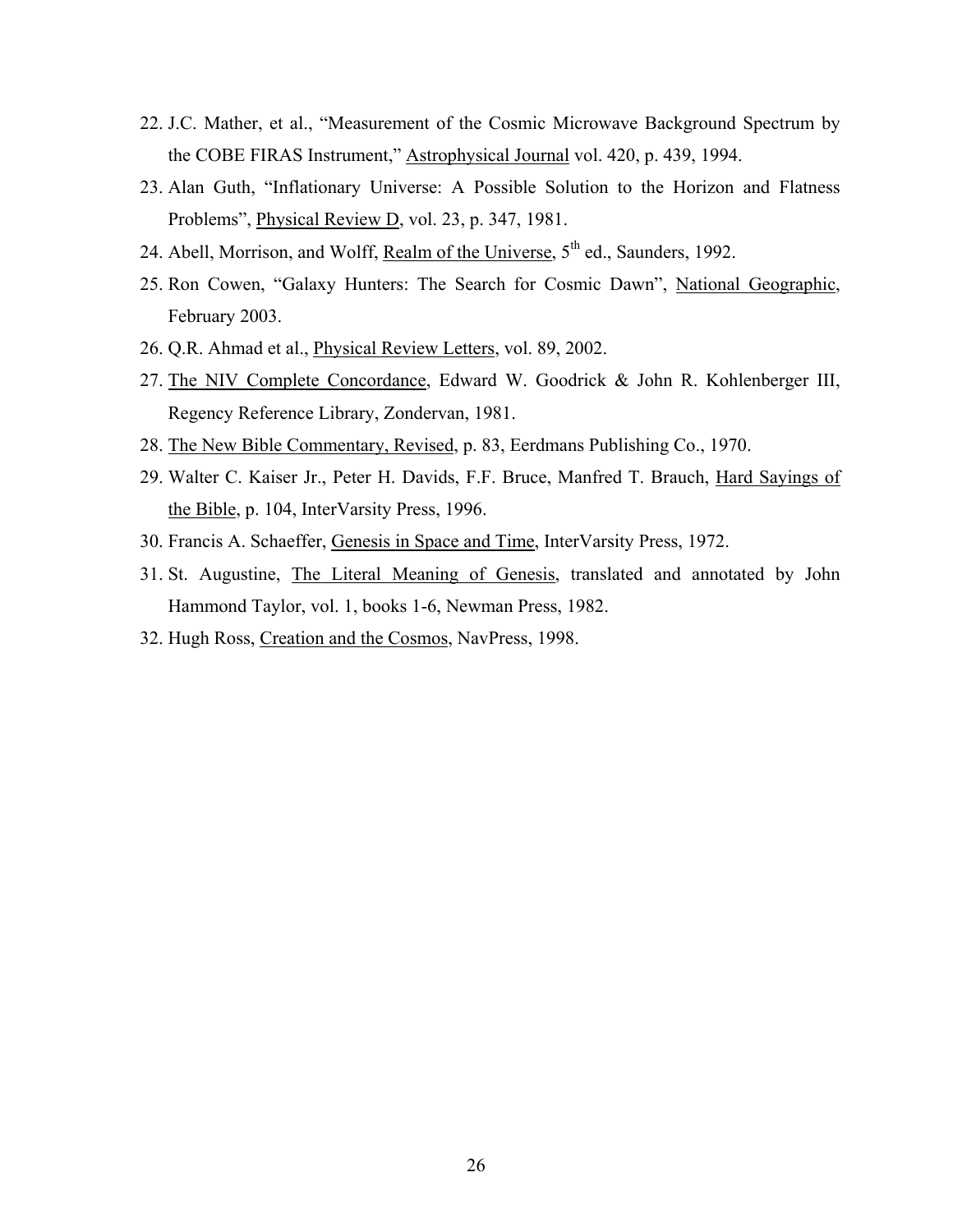22. J.C. Mather, et al., "Measurement of the Cosmic Microwave Background Spectrum by the COBE FIRAS Instrument," Astrophysical Journal vol. 420, p. 439, 1994.
23. Alan Guth, "Inflationary Universe: A Possible Solution to the Horizon and Flatness Problems", Physical Review D, vol. 23, p. 347, 1981.
24. Abell, Morrison, and Wolff, Realm of the Universe, 5th ed., Saunders, 1992.
25. Ron Cowen, "Galaxy Hunters: The Search for Cosmic Dawn", National Geographic, February 2003.
26. Q.R. Ahmad et al., Physical Review Letters, vol. 89, 2002.
27. The NIV Complete Concordance, Edward W. Goodrick & John R. Kohlenberger III, Regency Reference Library, Zondervan, 1981.
28. The New Bible Commentary, Revised, p. 83, Eerdmans Publishing Co., 1970.
29. Walter C. Kaiser Jr., Peter H. Davids, F.F. Bruce, Manfred T. Brauch, Hard Sayings of the Bible, p. 104, InterVarsity Press, 1996.
30. Francis A. Schaeffer, Genesis in Space and Time, InterVarsity Press, 1972.
31. St. Augustine, The Literal Meaning of Genesis, translated and annotated by John Hammond Taylor, vol. 1, books 1-6, Newman Press, 1982.
32. Hugh Ross, Creation and the Cosmos, NavPress, 1998.